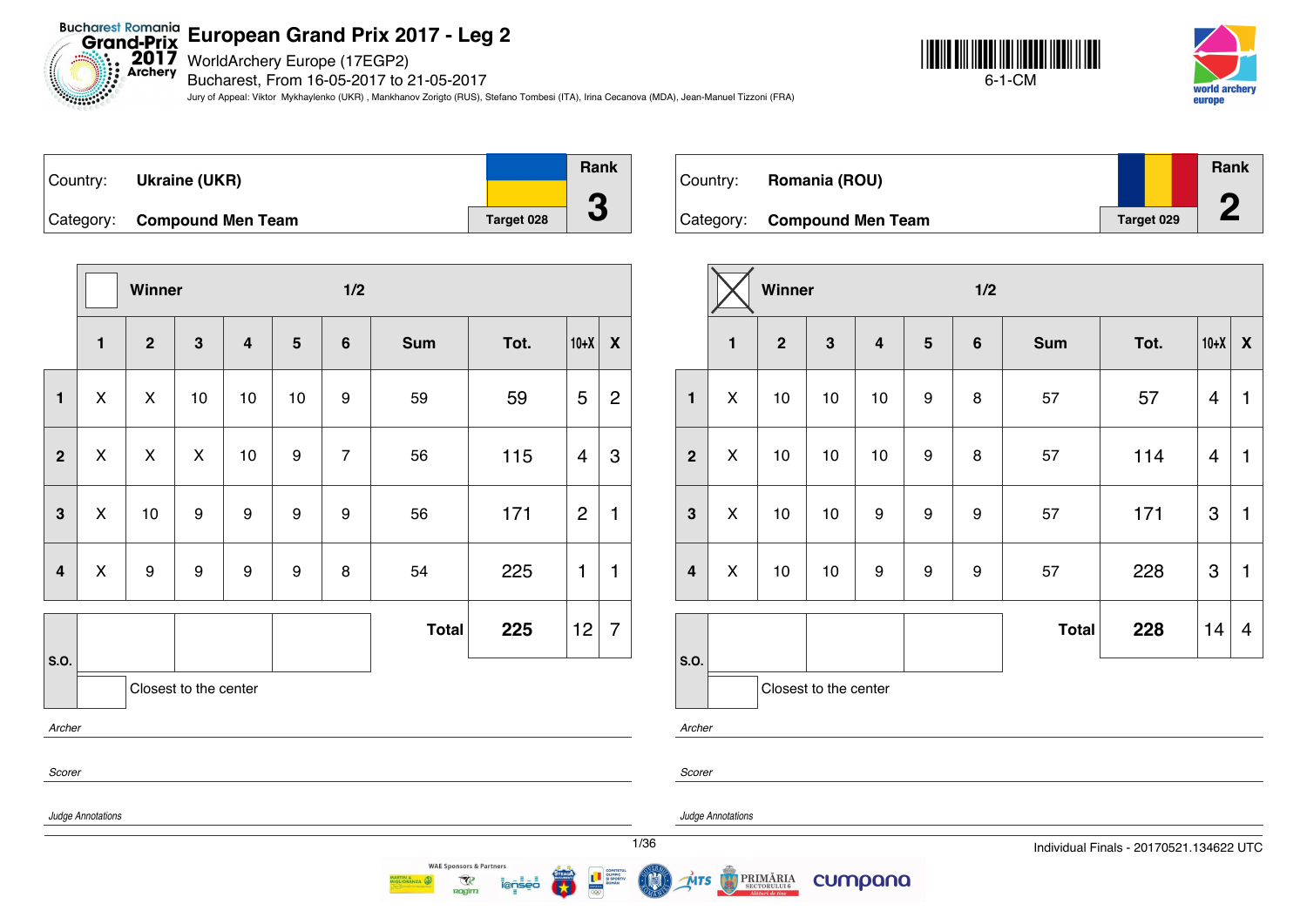# European Grand Prix 2017 - Leg 2

WorldArchery Europe (17EGP2)
Bucharest, From 16-05-2017 to 21-05-2017
Jury of Appeal: Viktor Mykhaylenko (UKR) , Mankhanov Zorigto (RUS), Stefano Tombesi (ITA), Irina Cecanova (MDA), Jean-Manuel Tizzoni (FRA)

6-1-CM

| Country: | Ukraine (UKR) | Rank |
|---|---|---|
| Category: | Compound Men Team | Target 028 | 3 |

Winner: ☐ — 1/2

| | 1 | 2 | 3 | 4 | 5 | 6 | Sum | Tot. | 10+X | X |
|---|---|---|---|---|---|---|---|---|---|---|
| 1 | X | X | 10 | 10 | 10 | 9 | 59 | 59 | 5 | 2 |
| 2 | X | X | X | 10 | 9 | 7 | 56 | 115 | 4 | 3 |
| 3 | X | 10 | 9 | 9 | 9 | 9 | 56 | 171 | 2 | 1 |
| 4 | X | 9 | 9 | 9 | 9 | 8 | 54 | 225 | 1 | 1 |
| | | | | | | | **Total** | **225** | 12 | 7 |

S.O.: | | | |

Closest to the center

*Archer*

*Scorer*

*Judge Annotations*

| Country: | Romania (ROU) | Rank |
|---|---|---|
| Category: | Compound Men Team | Target 029 | 2 |

Winner: ☒ — 1/2

| | 1 | 2 | 3 | 4 | 5 | 6 | Sum | Tot. | 10+X | X |
|---|---|---|---|---|---|---|---|---|---|---|
| 1 | X | 10 | 10 | 10 | 9 | 8 | 57 | 57 | 4 | 1 |
| 2 | X | 10 | 10 | 10 | 9 | 8 | 57 | 114 | 4 | 1 |
| 3 | X | 10 | 10 | 9 | 9 | 9 | 57 | 171 | 3 | 1 |
| 4 | X | 10 | 10 | 9 | 9 | 9 | 57 | 228 | 3 | 1 |
| | | | | | | | **Total** | **228** | 14 | 4 |

S.O.: | | | |

Closest to the center

*Archer*

*Scorer*

*Judge Annotations*

Individual Finals - 20170521.134622 UTC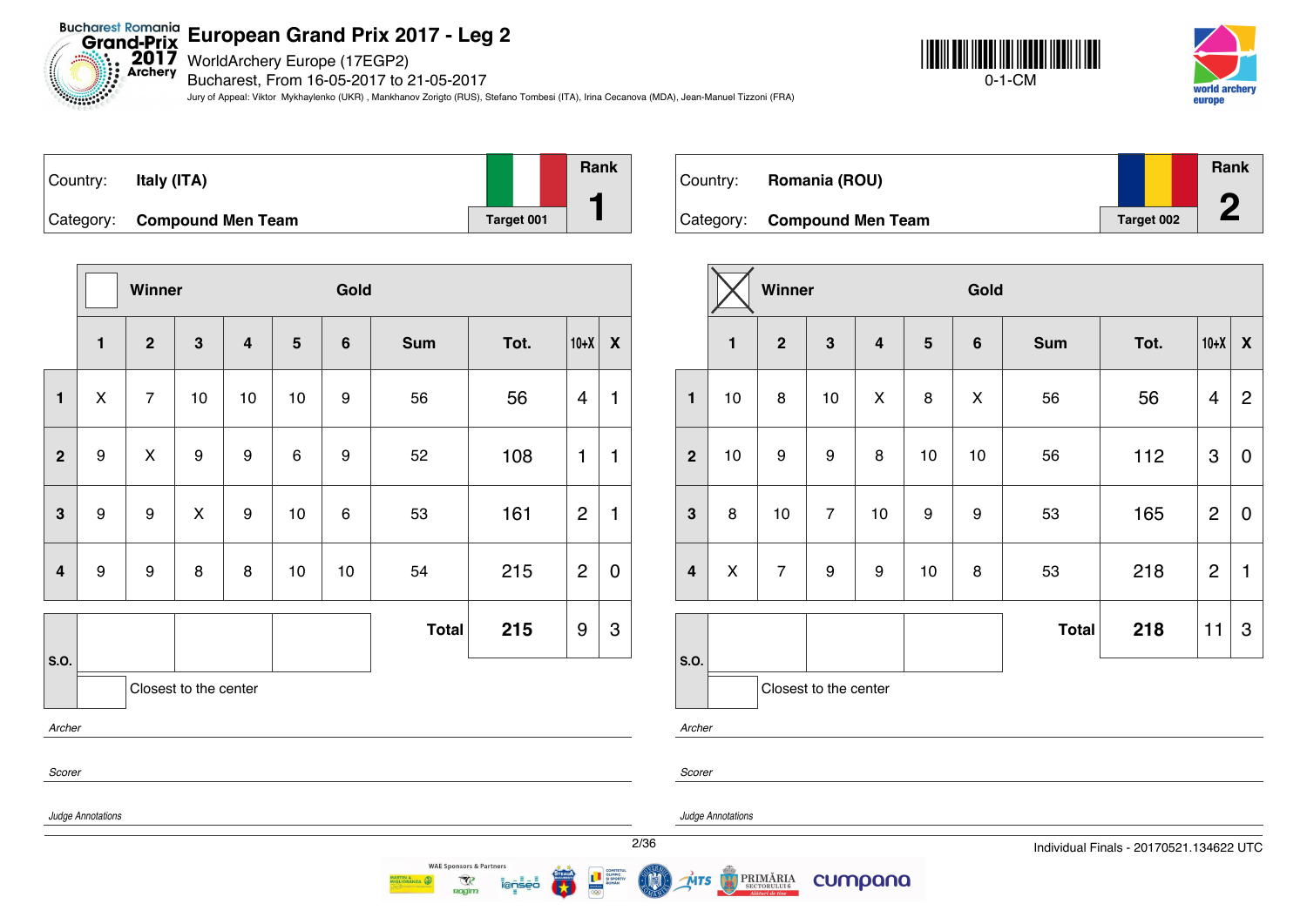# European Grand Prix 2017 - Leg 2

WorldArchery Europe (17EGP2)
Bucharest, From 16-05-2017 to 21-05-2017

Jury of Appeal: Viktor Mykhaylenko (UKR) , Mankhanov Zorigto (RUS), Stefano Tombesi (ITA), Irina Cecanova (MDA), Jean-Manuel Tizzoni (FRA)

0-1-CM

| Country: | Italy (ITA) | | Rank |
|---|---|---|---|
| Category: | Compound Men Team | Target 001 | 1 |

| | ☐ Winner | | | | Gold | | | | | |
|---|---|---|---|---|---|---|---|---|---|---|
| | 1 | 2 | 3 | 4 | 5 | 6 | Sum | Tot. | 10+X | X |
| 1 | X | 7 | 10 | 10 | 10 | 9 | 56 | 56 | 4 | 1 |
| 2 | 9 | X | 9 | 9 | 6 | 9 | 52 | 108 | 1 | 1 |
| 3 | 9 | 9 | X | 9 | 10 | 6 | 53 | 161 | 2 | 1 |
| 4 | 9 | 9 | 8 | 8 | 10 | 10 | 54 | 215 | 2 | 0 |
| S.O. | | | | | | | Total | 215 | 9 | 3 |

☐ Closest to the center

*Archer*

*Scorer*

*Judge Annotations*

| Country: | Romania (ROU) | | Rank |
|---|---|---|---|
| Category: | Compound Men Team | Target 002 | 2 |

| | ☒ Winner | | | | Gold | | | | | |
|---|---|---|---|---|---|---|---|---|---|---|
| | 1 | 2 | 3 | 4 | 5 | 6 | Sum | Tot. | 10+X | X |
| 1 | 10 | 8 | 10 | X | 8 | X | 56 | 56 | 4 | 2 |
| 2 | 10 | 9 | 9 | 8 | 10 | 10 | 56 | 112 | 3 | 0 |
| 3 | 8 | 10 | 7 | 10 | 9 | 9 | 53 | 165 | 2 | 0 |
| 4 | X | 7 | 9 | 9 | 10 | 8 | 53 | 218 | 2 | 1 |
| S.O. | | | | | | | Total | 218 | 11 | 3 |

☐ Closest to the center

*Archer*

*Scorer*

*Judge Annotations*

Individual Finals - 20170521.134622 UTC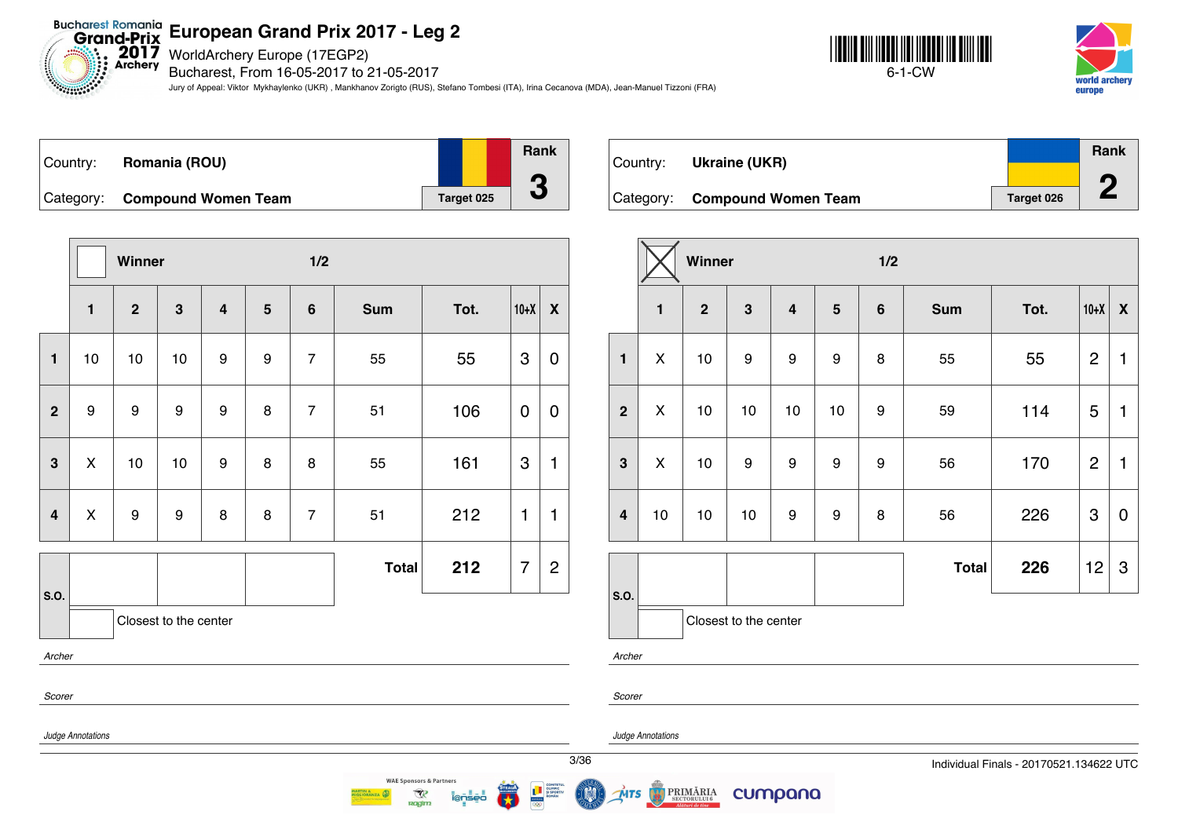# European Grand Prix 2017 - Leg 2

WorldArchery Europe (17EGP2)
Bucharest, From 16-05-2017 to 21-05-2017
Jury of Appeal: Viktor Mykhaylenko (UKR) , Mankhanov Zorigto (RUS), Stefano Tombesi (ITA), Irina Cecanova (MDA), Jean-Manuel Tizzoni (FRA)

6-1-CW

| Country: | Romania (ROU) | Rank |
|---|---|---|
| Category: | Compound Women Team | Target 025 | 3 |

Winner: ☐ — 1/2

| | 1 | 2 | 3 | 4 | 5 | 6 | Sum | Tot. | 10+X | X |
|---|---|---|---|---|---|---|---|---|---|---|
| 1 | 10 | 10 | 10 | 9 | 9 | 7 | 55 | 55 | 3 | 0 |
| 2 | 9 | 9 | 9 | 9 | 8 | 7 | 51 | 106 | 0 | 0 |
| 3 | X | 10 | 10 | 9 | 8 | 8 | 55 | 161 | 3 | 1 |
| 4 | X | 9 | 9 | 8 | 8 | 7 | 51 | 212 | 1 | 1 |
| | | | | | | | Total | 212 | 7 | 2 |

S.O.: | | | |

Closest to the center

*Archer*

*Scorer*

*Judge Annotations*

| Country: | Ukraine (UKR) | Rank |
|---|---|---|
| Category: | Compound Women Team | Target 026 | 2 |

Winner: ☒ — 1/2

| | 1 | 2 | 3 | 4 | 5 | 6 | Sum | Tot. | 10+X | X |
|---|---|---|---|---|---|---|---|---|---|---|
| 1 | X | 10 | 9 | 9 | 9 | 8 | 55 | 55 | 2 | 1 |
| 2 | X | 10 | 10 | 10 | 10 | 9 | 59 | 114 | 5 | 1 |
| 3 | X | 10 | 9 | 9 | 9 | 9 | 56 | 170 | 2 | 1 |
| 4 | 10 | 10 | 10 | 9 | 9 | 8 | 56 | 226 | 3 | 0 |
| | | | | | | | Total | 226 | 12 | 3 |

S.O.: | | | |

Closest to the center

*Archer*

*Scorer*

*Judge Annotations*

Individual Finals - 20170521.134622 UTC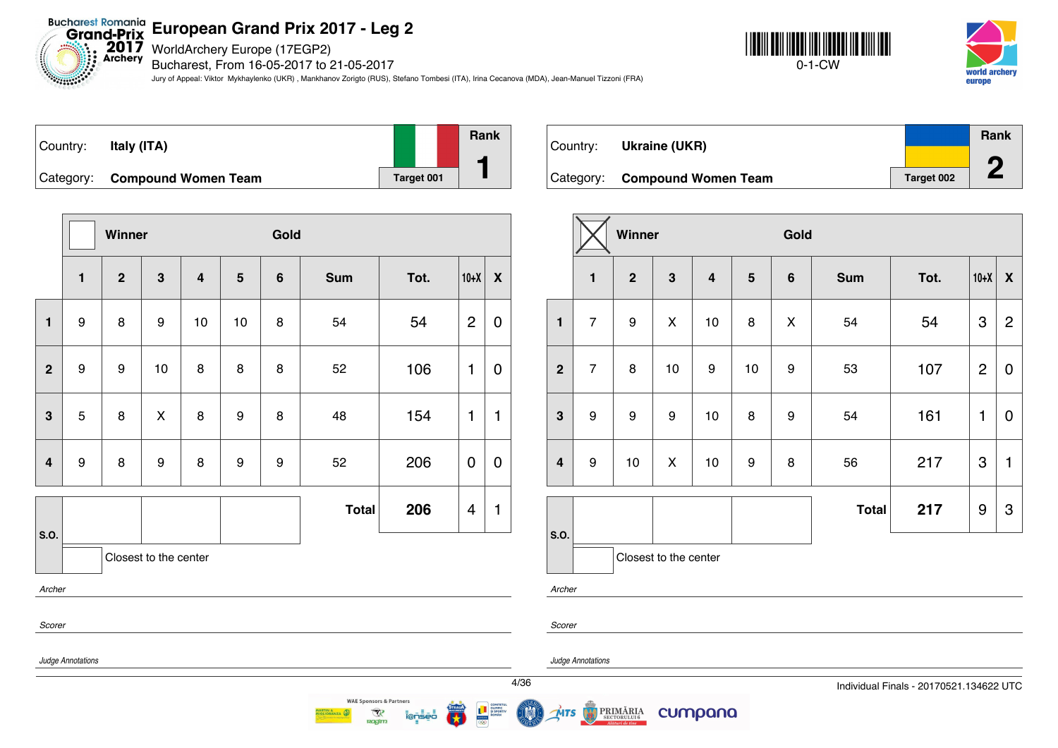# European Grand Prix 2017 - Leg 2

WorldArchery Europe (17EGP2)
Bucharest, From 16-05-2017 to 21-05-2017
Jury of Appeal: Viktor Mykhaylenko (UKR) , Mankhanov Zorigto (RUS), Stefano Tombesi (ITA), Irina Cecanova (MDA), Jean-Manuel Tizzoni (FRA)

0-1-CW

| Country: | Italy (ITA) | | Rank |
|---|---|---|---|
| Category: | Compound Women Team | Target 001 | 1 |

| | Winner | | | | | Gold | | | | |
|---|---|---|---|---|---|---|---|---|---|---|
| | 1 | 2 | 3 | 4 | 5 | 6 | Sum | Tot. | 10+X | X |
| 1 | 9 | 8 | 9 | 10 | 10 | 8 | 54 | 54 | 2 | 0 |
| 2 | 9 | 9 | 10 | 8 | 8 | 8 | 52 | 106 | 1 | 0 |
| 3 | 5 | 8 | X | 8 | 9 | 8 | 48 | 154 | 1 | 1 |
| 4 | 9 | 8 | 9 | 8 | 9 | 9 | 52 | 206 | 0 | 0 |
| | | | | | | | Total | 206 | 4 | 1 |

S.O.

Closest to the center

*Archer*

*Scorer*

*Judge Annotations*

| Country: | Ukraine (UKR) | | Rank |
|---|---|---|---|
| Category: | Compound Women Team | Target 002 | 2 |

| | Winner (X) | | | | | Gold | | | | |
|---|---|---|---|---|---|---|---|---|---|---|
| | 1 | 2 | 3 | 4 | 5 | 6 | Sum | Tot. | 10+X | X |
| 1 | 7 | 9 | X | 10 | 8 | X | 54 | 54 | 3 | 2 |
| 2 | 7 | 8 | 10 | 9 | 10 | 9 | 53 | 107 | 2 | 0 |
| 3 | 9 | 9 | 9 | 10 | 8 | 9 | 54 | 161 | 1 | 0 |
| 4 | 9 | 10 | X | 10 | 9 | 8 | 56 | 217 | 3 | 1 |
| | | | | | | | Total | 217 | 9 | 3 |

S.O.

Closest to the center

*Archer*

*Scorer*

*Judge Annotations*

Individual Finals - 20170521.134622 UTC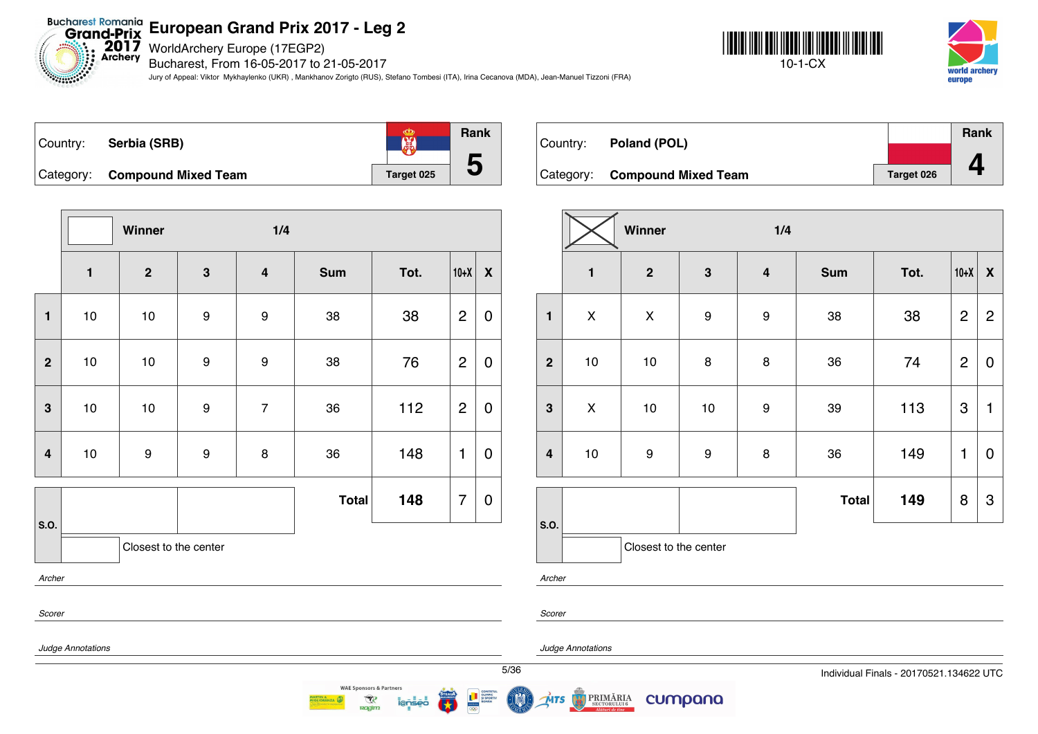# European Grand Prix 2017 - Leg 2

WorldArchery Europe (17EGP2)

Bucharest, From 16-05-2017 to 21-05-2017

Jury of Appeal: Viktor Mykhaylenko (UKR) , Mankhanov Zorigto (RUS), Stefano Tombesi (ITA), Irina Cecanova (MDA), Jean-Manuel Tizzoni (FRA)

10-1-CX

| Country: | Serbia (SRB) | Rank |
|---|---|---|
| Category: | Compound Mixed Team | Target 025 |
| | | 5 |

| | Winner | | | 1/4 | | | | |
|---|---|---|---|---|---|---|---|---|
| | 1 | 2 | 3 | 4 | Sum | Tot. | 10+X | X |
| 1 | 10 | 10 | 9 | 9 | 38 | 38 | 2 | 0 |
| 2 | 10 | 10 | 9 | 9 | 38 | 76 | 2 | 0 |
| 3 | 10 | 10 | 9 | 7 | 36 | 112 | 2 | 0 |
| 4 | 10 | 9 | 9 | 8 | 36 | 148 | 1 | 0 |
| S.O. | | | | | Total | 148 | 7 | 0 |

Closest to the center

*Archer*

*Scorer*

*Judge Annotations*

| Country: | Poland (POL) | Rank |
|---|---|---|
| Category: | Compound Mixed Team | Target 026 |
| | | 4 |

| | Winner (X) | | | 1/4 | | | | |
|---|---|---|---|---|---|---|---|---|
| | 1 | 2 | 3 | 4 | Sum | Tot. | 10+X | X |
| 1 | X | X | 9 | 9 | 38 | 38 | 2 | 2 |
| 2 | 10 | 10 | 8 | 8 | 36 | 74 | 2 | 0 |
| 3 | X | 10 | 10 | 9 | 39 | 113 | 3 | 1 |
| 4 | 10 | 9 | 9 | 8 | 36 | 149 | 1 | 0 |
| S.O. | | | | | Total | 149 | 8 | 3 |

Closest to the center

*Archer*

*Scorer*

*Judge Annotations*

Individual Finals - 20170521.134622 UTC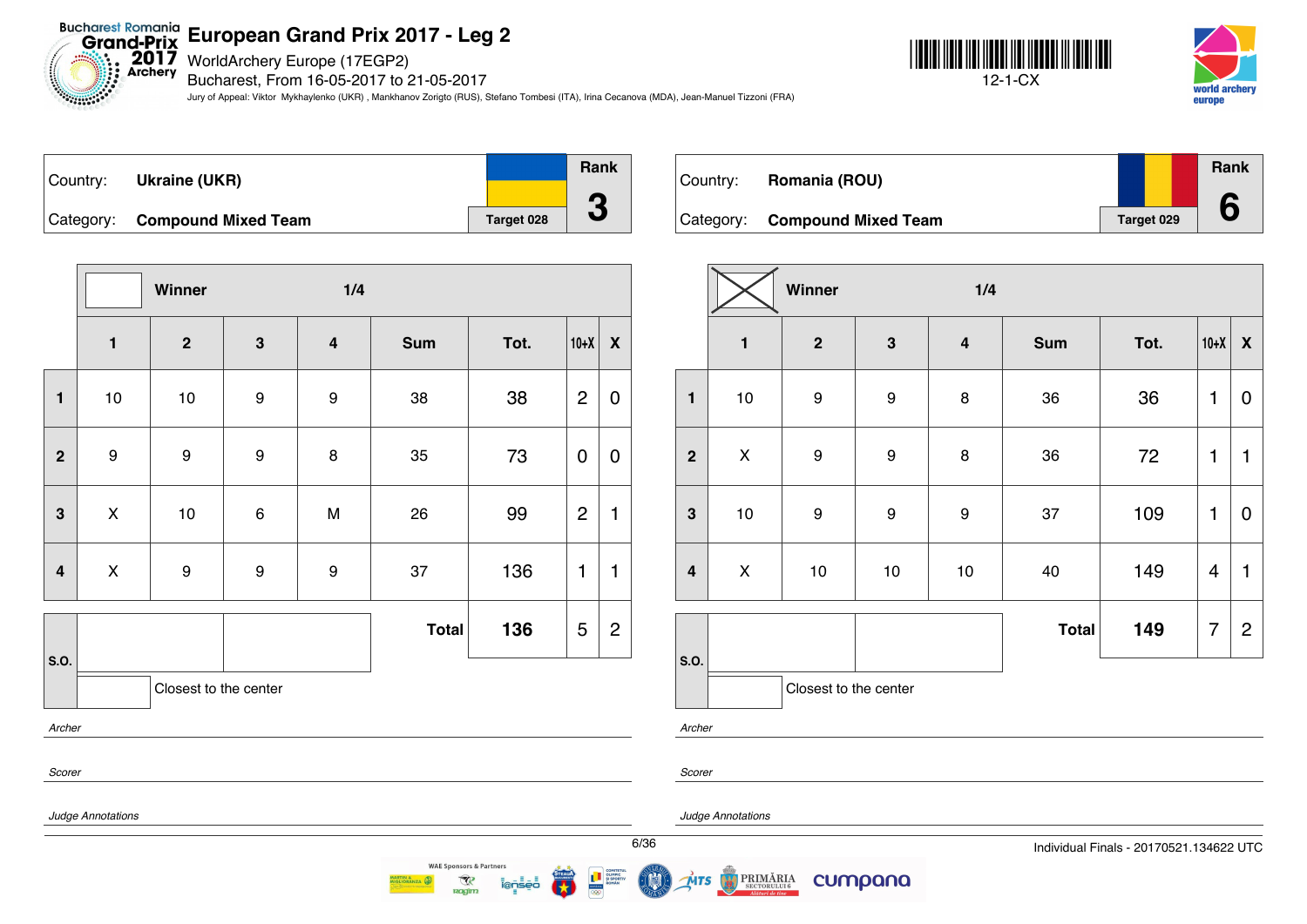# European Grand Prix 2017 - Leg 2

WorldArchery Europe (17EGP2)
Bucharest, From 16-05-2017 to 21-05-2017
Jury of Appeal: Viktor Mykhaylenko (UKR), Mankhanov Zorigto (RUS), Stefano Tombesi (ITA), Irina Cecanova (MDA), Jean-Manuel Tizzoni (FRA)

12-1-CX

## Ukraine (UKR)

Country: **Ukraine (UKR)**
Category: **Compound Mixed Team**
Target 028
Rank **3**

Winner — 1/4

| | 1 | 2 | 3 | 4 | Sum | Tot. | 10+X | X |
|---|---|---|---|---|---|---|---|---|
| 1 | 10 | 10 | 9 | 9 | 38 | 38 | 2 | 0 |
| 2 | 9 | 9 | 9 | 8 | 35 | 73 | 0 | 0 |
| 3 | X | 10 | 6 | M | 26 | 99 | 2 | 1 |
| 4 | X | 9 | 9 | 9 | 37 | 136 | 1 | 1 |
| | | | | | **Total** | **136** | 5 | 2 |

S.O.
Closest to the center

*Archer*

*Scorer*

*Judge Annotations*

## Romania (ROU)

Country: **Romania (ROU)**
Category: **Compound Mixed Team**
Target 029
Rank **6**

Winner — 1/4

| | 1 | 2 | 3 | 4 | Sum | Tot. | 10+X | X |
|---|---|---|---|---|---|---|---|---|
| 1 | 10 | 9 | 9 | 8 | 36 | 36 | 1 | 0 |
| 2 | X | 9 | 9 | 8 | 36 | 72 | 1 | 1 |
| 3 | 10 | 9 | 9 | 9 | 37 | 109 | 1 | 0 |
| 4 | X | 10 | 10 | 10 | 40 | 149 | 4 | 1 |
| | | | | | **Total** | **149** | 7 | 2 |

S.O.
Closest to the center

*Archer*

*Scorer*

*Judge Annotations*

Individual Finals - 20170521.134622 UTC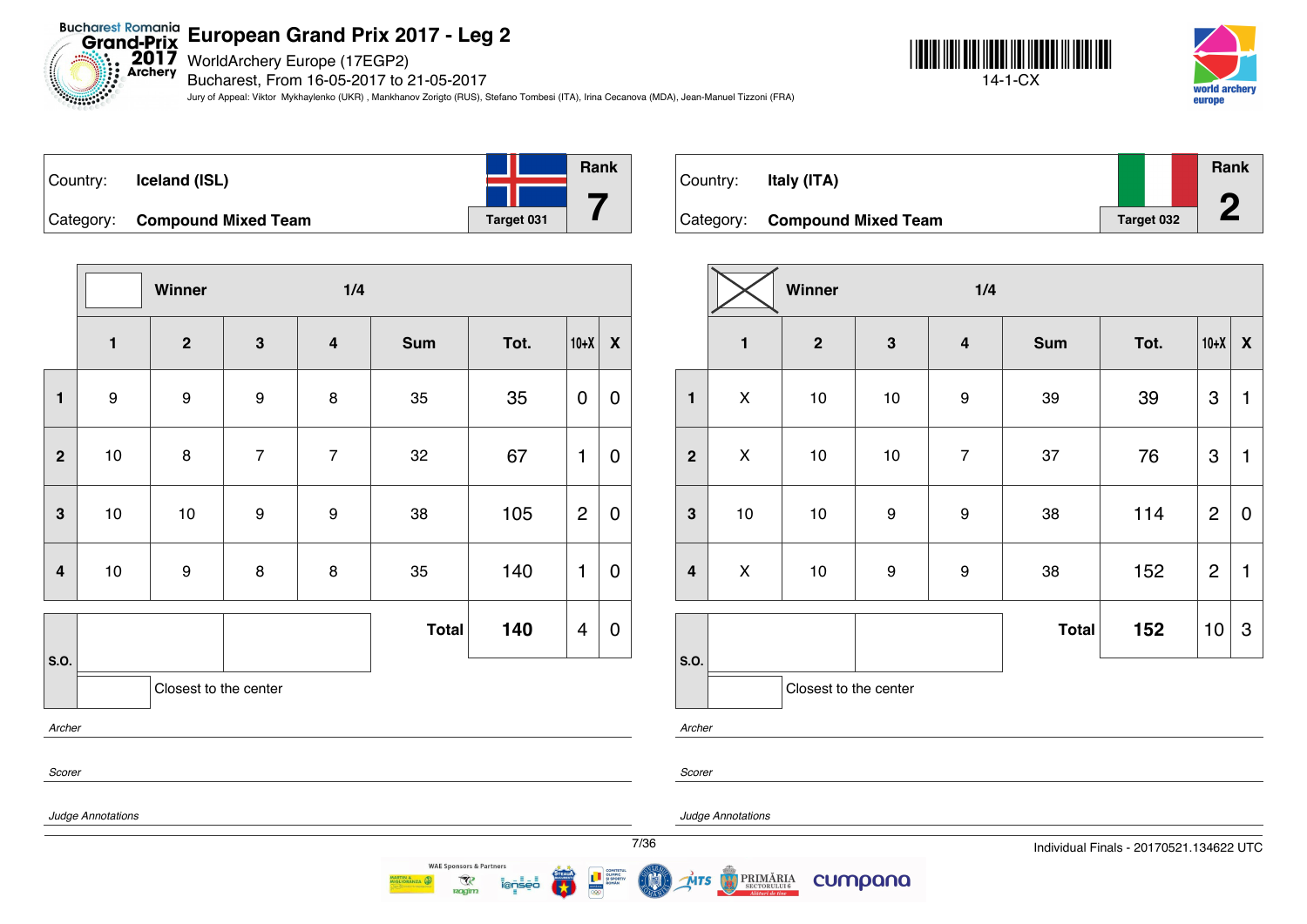# European Grand Prix 2017 - Leg 2

WorldArchery Europe (17EGP2)

Bucharest, From 16-05-2017 to 21-05-2017

Jury of Appeal: Viktor Mykhaylenko (UKR) , Mankhanov Zorigto (RUS), Stefano Tombesi (ITA), Irina Cecanova (MDA), Jean-Manuel Tizzoni (FRA)

14-1-CX

| Country: | **Iceland (ISL)** | Rank |
|---|---|---|
| Category: | **Compound Mixed Team** | Target 031 | **7** |

Winner — 1/4

| | 1 | 2 | 3 | 4 | Sum | Tot. | 10+X | X |
|---|---|---|---|---|---|---|---|---|
| 1 | 9 | 9 | 9 | 8 | 35 | 35 | 0 | 0 |
| 2 | 10 | 8 | 7 | 7 | 32 | 67 | 1 | 0 |
| 3 | 10 | 10 | 9 | 9 | 38 | 105 | 2 | 0 |
| 4 | 10 | 9 | 8 | 8 | 35 | 140 | 1 | 0 |
| | | | | | **Total** | **140** | 4 | 0 |

S.O.

Closest to the center

*Archer*

*Scorer*

*Judge Annotations*

| Country: | **Italy (ITA)** | Rank |
|---|---|---|
| Category: | **Compound Mixed Team** | Target 032 | **2** |

Winner [X] — 1/4

| | 1 | 2 | 3 | 4 | Sum | Tot. | 10+X | X |
|---|---|---|---|---|---|---|---|---|
| 1 | X | 10 | 10 | 9 | 39 | 39 | 3 | 1 |
| 2 | X | 10 | 10 | 7 | 37 | 76 | 3 | 1 |
| 3 | 10 | 10 | 9 | 9 | 38 | 114 | 2 | 0 |
| 4 | X | 10 | 9 | 9 | 38 | 152 | 2 | 1 |
| | | | | | **Total** | **152** | 10 | 3 |

S.O.

Closest to the center

*Archer*

*Scorer*

*Judge Annotations*

Individual Finals - 20170521.134622 UTC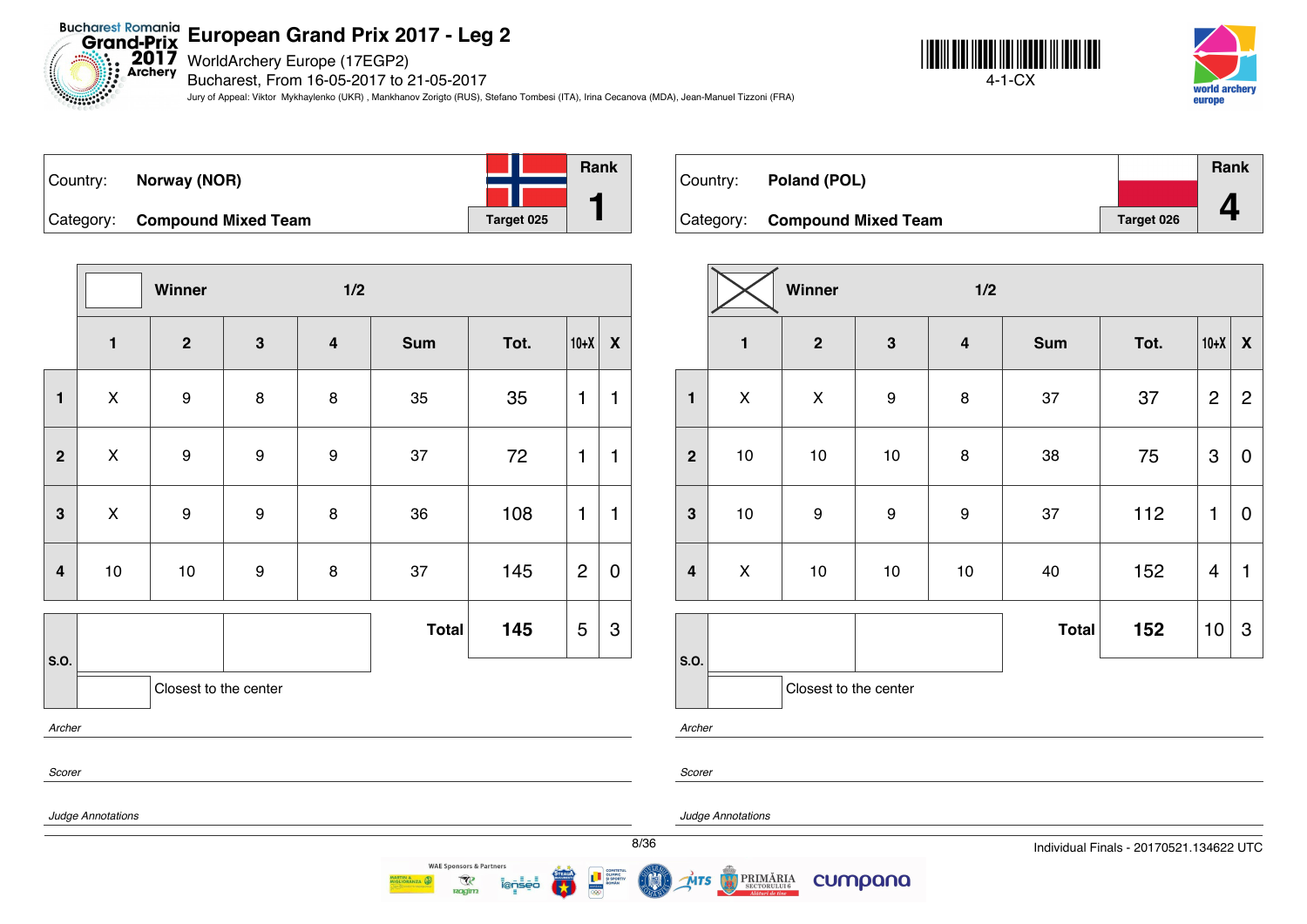# European Grand Prix 2017 - Leg 2

WorldArchery Europe (17EGP2)

Bucharest, From 16-05-2017 to 21-05-2017

Jury of Appeal: Viktor Mykhaylenko (UKR) , Mankhanov Zorigto (RUS), Stefano Tombesi (ITA), Irina Cecanova (MDA), Jean-Manuel Tizzoni (FRA)

4-1-CX

| Country: | Norway (NOR) | | Rank |
|---|---|---|---|
| Category: | Compound Mixed Team | Target 025 | 1 |

Winner 1/2

| | 1 | 2 | 3 | 4 | Sum | Tot. | 10+X | X |
|---|---|---|---|---|---|---|---|---|
| 1 | X | 9 | 8 | 8 | 35 | 35 | 1 | 1 |
| 2 | X | 9 | 9 | 9 | 37 | 72 | 1 | 1 |
| 3 | X | 9 | 9 | 8 | 36 | 108 | 1 | 1 |
| 4 | 10 | 10 | 9 | 8 | 37 | 145 | 2 | 0 |
| | | | | | **Total** | **145** | 5 | 3 |

S.O.

Closest to the center

*Archer*

*Scorer*

*Judge Annotations*

| Country: | Poland (POL) | | Rank |
|---|---|---|---|
| Category: | Compound Mixed Team | Target 026 | 4 |

Winner (X) 1/2

| | 1 | 2 | 3 | 4 | Sum | Tot. | 10+X | X |
|---|---|---|---|---|---|---|---|---|
| 1 | X | X | 9 | 8 | 37 | 37 | 2 | 2 |
| 2 | 10 | 10 | 10 | 8 | 38 | 75 | 3 | 0 |
| 3 | 10 | 9 | 9 | 9 | 37 | 112 | 1 | 0 |
| 4 | X | 10 | 10 | 10 | 40 | 152 | 4 | 1 |
| | | | | | **Total** | **152** | 10 | 3 |

S.O.

Closest to the center

*Archer*

*Scorer*

*Judge Annotations*

Individual Finals - 20170521.134622 UTC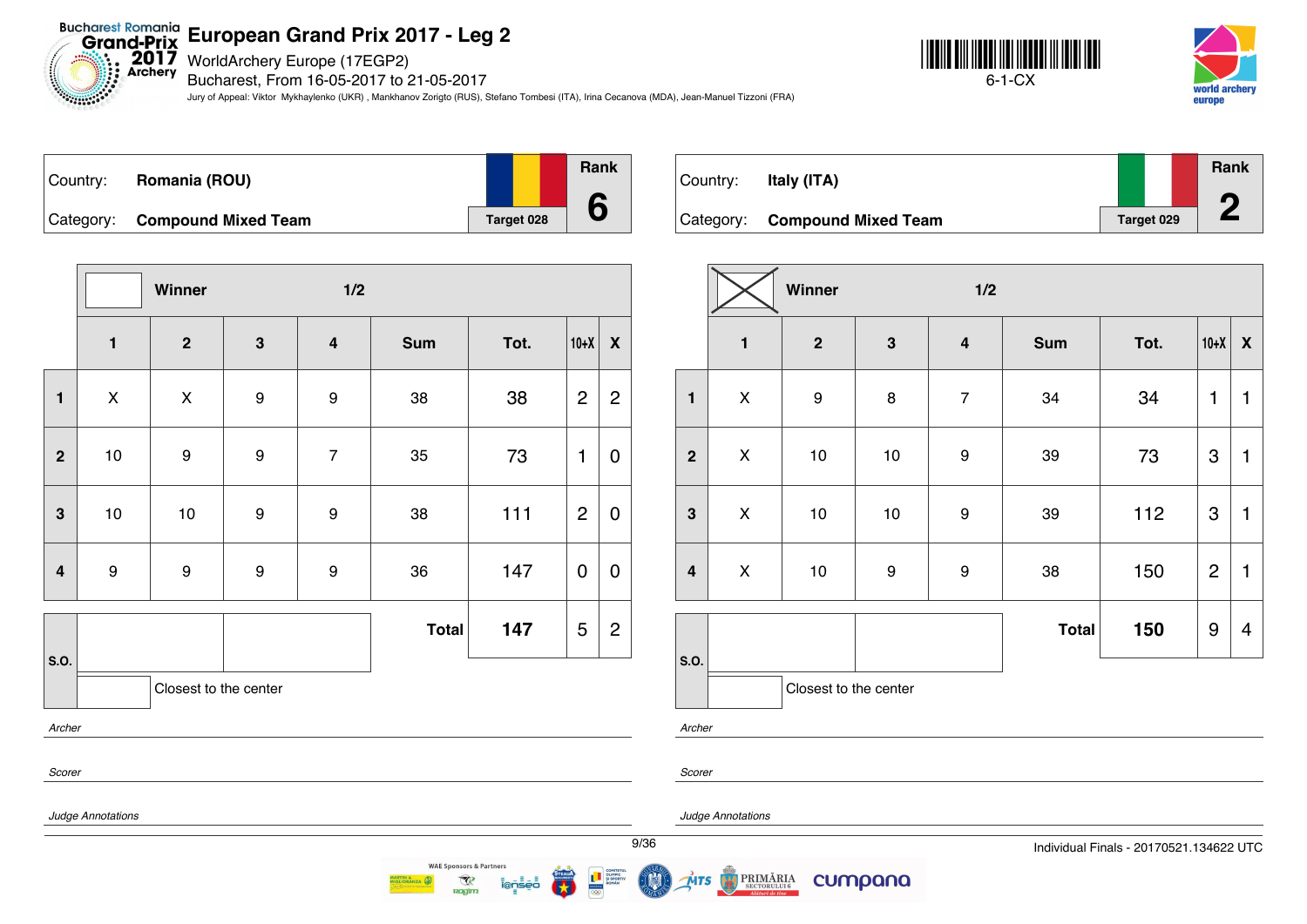# European Grand Prix 2017 - Leg 2

WorldArchery Europe (17EGP2)
Bucharest, From 16-05-2017 to 21-05-2017
Jury of Appeal: Viktor Mykhaylenko (UKR) , Mankhanov Zorigto (RUS), Stefano Tombesi (ITA), Irina Cecanova (MDA), Jean-Manuel Tizzoni (FRA)

6-1-CX

| Country: | Romania (ROU) | | Rank |
|---|---|---|---|
| Category: | Compound Mixed Team | Target 028 | 6 |

Winner: ☐ — 1/2

| | 1 | 2 | 3 | 4 | Sum | Tot. | 10+X | X |
|---|---|---|---|---|---|---|---|---|
| 1 | X | X | 9 | 9 | 38 | 38 | 2 | 2 |
| 2 | 10 | 9 | 9 | 7 | 35 | 73 | 1 | 0 |
| 3 | 10 | 10 | 9 | 9 | 38 | 111 | 2 | 0 |
| 4 | 9 | 9 | 9 | 9 | 36 | 147 | 0 | 0 |
| | | | | | **Total** | **147** | 5 | 2 |

S.O.: | | |
Closest to the center: | |

*Archer*

*Scorer*

*Judge Annotations*

| Country: | Italy (ITA) | | Rank |
|---|---|---|---|
| Category: | Compound Mixed Team | Target 029 | 2 |

Winner: ☒ — 1/2

| | 1 | 2 | 3 | 4 | Sum | Tot. | 10+X | X |
|---|---|---|---|---|---|---|---|---|
| 1 | X | 9 | 8 | 7 | 34 | 34 | 1 | 1 |
| 2 | X | 10 | 10 | 9 | 39 | 73 | 3 | 1 |
| 3 | X | 10 | 10 | 9 | 39 | 112 | 3 | 1 |
| 4 | X | 10 | 9 | 9 | 38 | 150 | 2 | 1 |
| | | | | | **Total** | **150** | 9 | 4 |

S.O.: | | |
Closest to the center: | |

*Archer*

*Scorer*

*Judge Annotations*

Individual Finals - 20170521.134622 UTC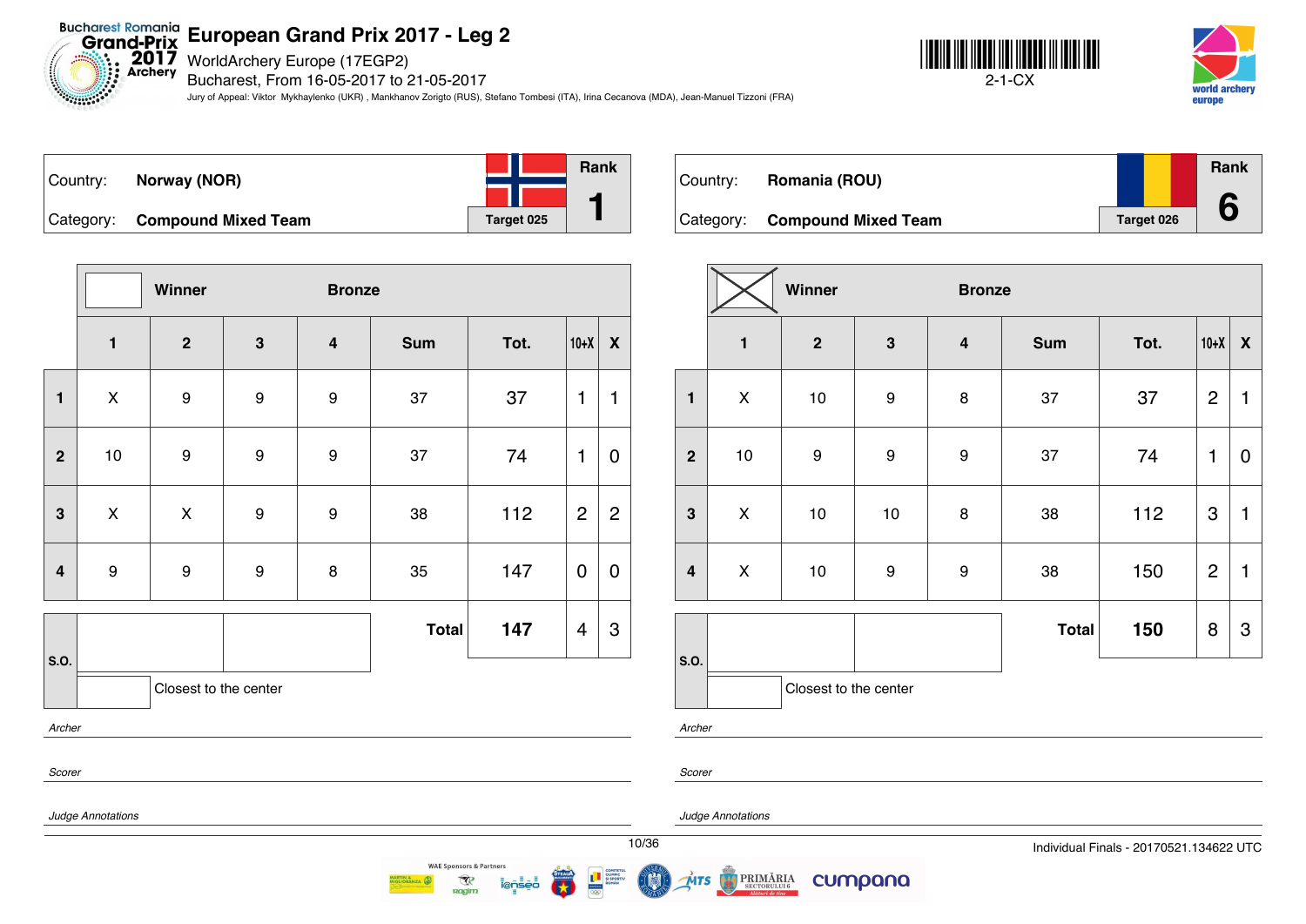# European Grand Prix 2017 - Leg 2

WorldArchery Europe (17EGP2)
Bucharest, From 16-05-2017 to 21-05-2017

Jury of Appeal: Viktor Mykhaylenko (UKR) , Mankhanov Zorigto (RUS), Stefano Tombesi (ITA), Irina Cecanova (MDA), Jean-Manuel Tizzoni (FRA)

2-1-CX

| Country: | Norway (NOR) | Rank |
|---|---|---|
| Category: | Compound Mixed Team | 1 |
| | Target 025 | |

| | Winner | | Bronze | | | | | |
|---|---|---|---|---|---|---|---|---|
| | 1 | 2 | 3 | 4 | Sum | Tot. | 10+X | X |
| 1 | X | 9 | 9 | 9 | 37 | 37 | 1 | 1 |
| 2 | 10 | 9 | 9 | 9 | 37 | 74 | 1 | 0 |
| 3 | X | X | 9 | 9 | 38 | 112 | 2 | 2 |
| 4 | 9 | 9 | 9 | 8 | 35 | 147 | 0 | 0 |
| | | | | | Total | 147 | 4 | 3 |

S.O.

Closest to the center

*Archer*

*Scorer*

*Judge Annotations*

| Country: | Romania (ROU) | Rank |
|---|---|---|
| Category: | Compound Mixed Team | 6 |
| | Target 026 | |

| | Winner (X) | | Bronze | | | | | |
|---|---|---|---|---|---|---|---|---|
| | 1 | 2 | 3 | 4 | Sum | Tot. | 10+X | X |
| 1 | X | 10 | 9 | 8 | 37 | 37 | 2 | 1 |
| 2 | 10 | 9 | 9 | 9 | 37 | 74 | 1 | 0 |
| 3 | X | 10 | 10 | 8 | 38 | 112 | 3 | 1 |
| 4 | X | 10 | 9 | 9 | 38 | 150 | 2 | 1 |
| | | | | | Total | 150 | 8 | 3 |

S.O.

Closest to the center

*Archer*

*Scorer*

*Judge Annotations*

Individual Finals - 20170521.134622 UTC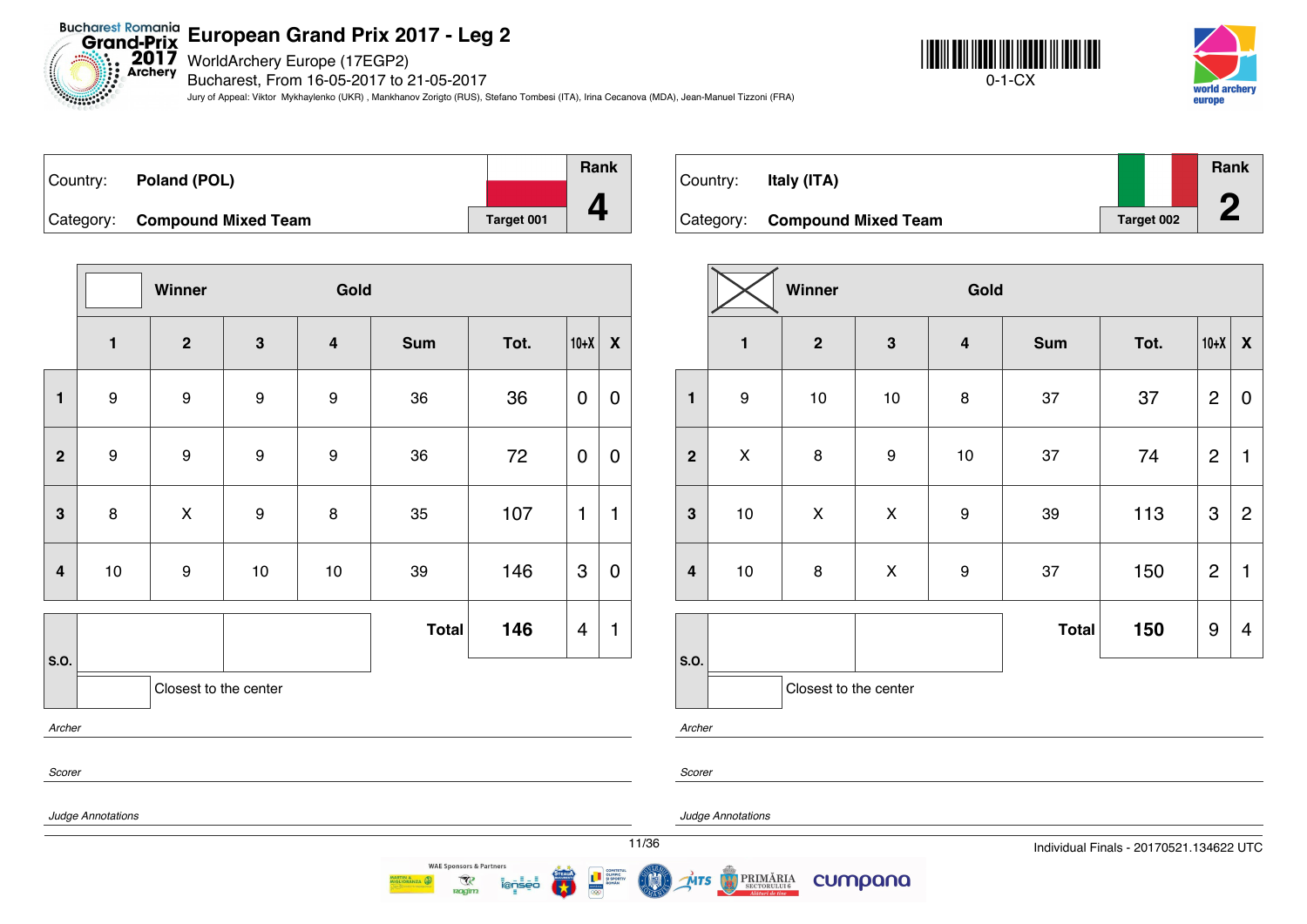# European Grand Prix 2017 - Leg 2

WorldArchery Europe (17EGP2)
Bucharest, From 16-05-2017 to 21-05-2017
Jury of Appeal: Viktor Mykhaylenko (UKR) , Mankhanov Zorigto (RUS), Stefano Tombesi (ITA), Irina Cecanova (MDA), Jean-Manuel Tizzoni (FRA)

0-1-CX

| Country: | Poland (POL) | Rank |
|---|---|---|
| Category: | Compound Mixed Team | Target 001 | 4 |

Winner ☐ Gold

| | 1 | 2 | 3 | 4 | Sum | Tot. | 10+X | X |
|---|---|---|---|---|---|---|---|---|
| 1 | 9 | 9 | 9 | 9 | 36 | 36 | 0 | 0 |
| 2 | 9 | 9 | 9 | 9 | 36 | 72 | 0 | 0 |
| 3 | 8 | X | 9 | 8 | 35 | 107 | 1 | 1 |
| 4 | 10 | 9 | 10 | 10 | 39 | 146 | 3 | 0 |
| S.O. | | | | | Total | 146 | 4 | 1 |

Closest to the center

*Archer*

*Scorer*

*Judge Annotations*

| Country: | Italy (ITA) | Rank |
|---|---|---|
| Category: | Compound Mixed Team | Target 002 | 2 |

Winner ☒ Gold

| | 1 | 2 | 3 | 4 | Sum | Tot. | 10+X | X |
|---|---|---|---|---|---|---|---|---|
| 1 | 9 | 10 | 10 | 8 | 37 | 37 | 2 | 0 |
| 2 | X | 8 | 9 | 10 | 37 | 74 | 2 | 1 |
| 3 | 10 | X | X | 9 | 39 | 113 | 3 | 2 |
| 4 | 10 | 8 | X | 9 | 37 | 150 | 2 | 1 |
| S.O. | | | | | Total | 150 | 9 | 4 |

Closest to the center

*Archer*

*Scorer*

*Judge Annotations*

Individual Finals - 20170521.134622 UTC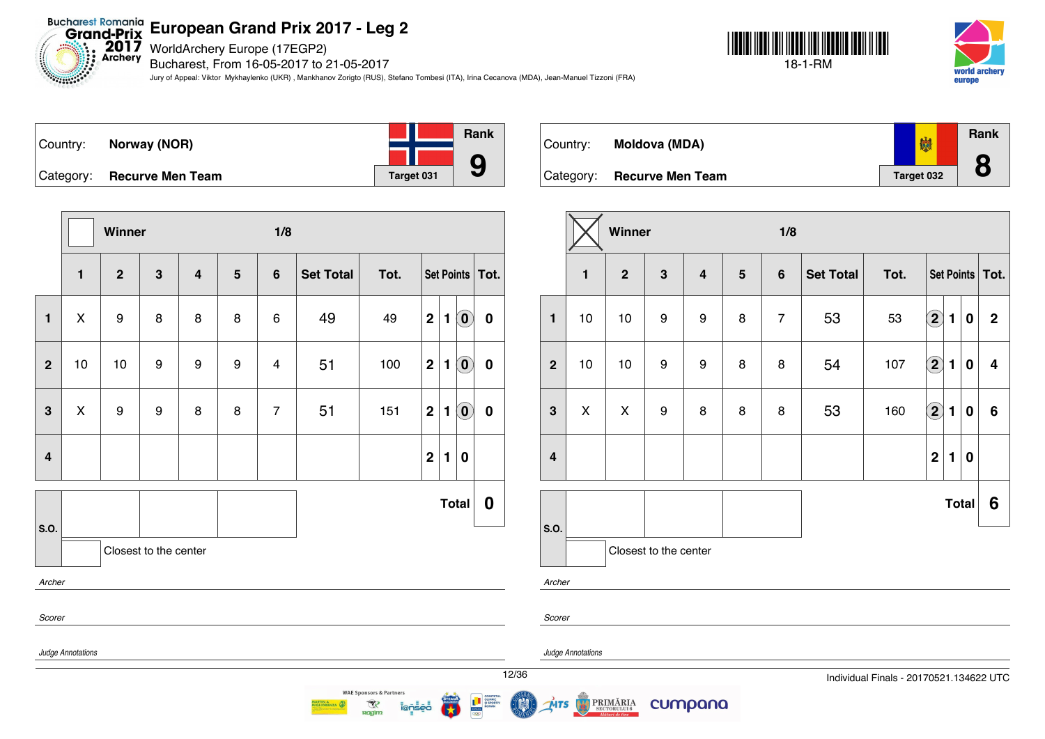# European Grand Prix 2017 - Leg 2

WorldArchery Europe (17EGP2)

Bucharest, From 16-05-2017 to 21-05-2017

Jury of Appeal: Viktor Mykhaylenko (UKR) , Mankhanov Zorigto (RUS), Stefano Tombesi (ITA), Irina Cecanova (MDA), Jean-Manuel Tizzoni (FRA)

18-1-RM

## Norway (NOR)

Country: **Norway (NOR)**

Category: **Recurve Men Team**

Target 031

Rank: **9**

Winner: ☐ — 1/8

| | 1 | 2 | 3 | 4 | 5 | 6 | Set Total | Tot. | Set Points | | | Tot. |
|---|---|---|---|---|---|---|---|---|---|---|---|---|
| 1 | X | 9 | 8 | 8 | 8 | 6 | 49 | 49 | 2 | 1 | (0) | 0 |
| 2 | 10 | 10 | 9 | 9 | 9 | 4 | 51 | 100 | 2 | 1 | (0) | 0 |
| 3 | X | 9 | 9 | 8 | 8 | 7 | 51 | 151 | 2 | 1 | (0) | 0 |
| 4 | | | | | | | | | 2 | 1 | 0 | |

**Total: 0**

S.O.: | | | |

Closest to the center

*Archer*

*Scorer*

*Judge Annotations*

## Moldova (MDA)

Country: **Moldova (MDA)**

Category: **Recurve Men Team**

Target 032

Rank: **8**

Winner: ☒ — 1/8

| | 1 | 2 | 3 | 4 | 5 | 6 | Set Total | Tot. | Set Points | | | Tot. |
|---|---|---|---|---|---|---|---|---|---|---|---|---|
| 1 | 10 | 10 | 9 | 9 | 8 | 7 | 53 | 53 | (2) | 1 | 0 | 2 |
| 2 | 10 | 10 | 9 | 9 | 8 | 8 | 54 | 107 | (2) | 1 | 0 | 4 |
| 3 | X | X | 9 | 8 | 8 | 8 | 53 | 160 | (2) | 1 | 0 | 6 |
| 4 | | | | | | | | | 2 | 1 | 0 | |

**Total: 6**

S.O.: | | | |

Closest to the center

*Archer*

*Scorer*

*Judge Annotations*

Individual Finals - 20170521.134622 UTC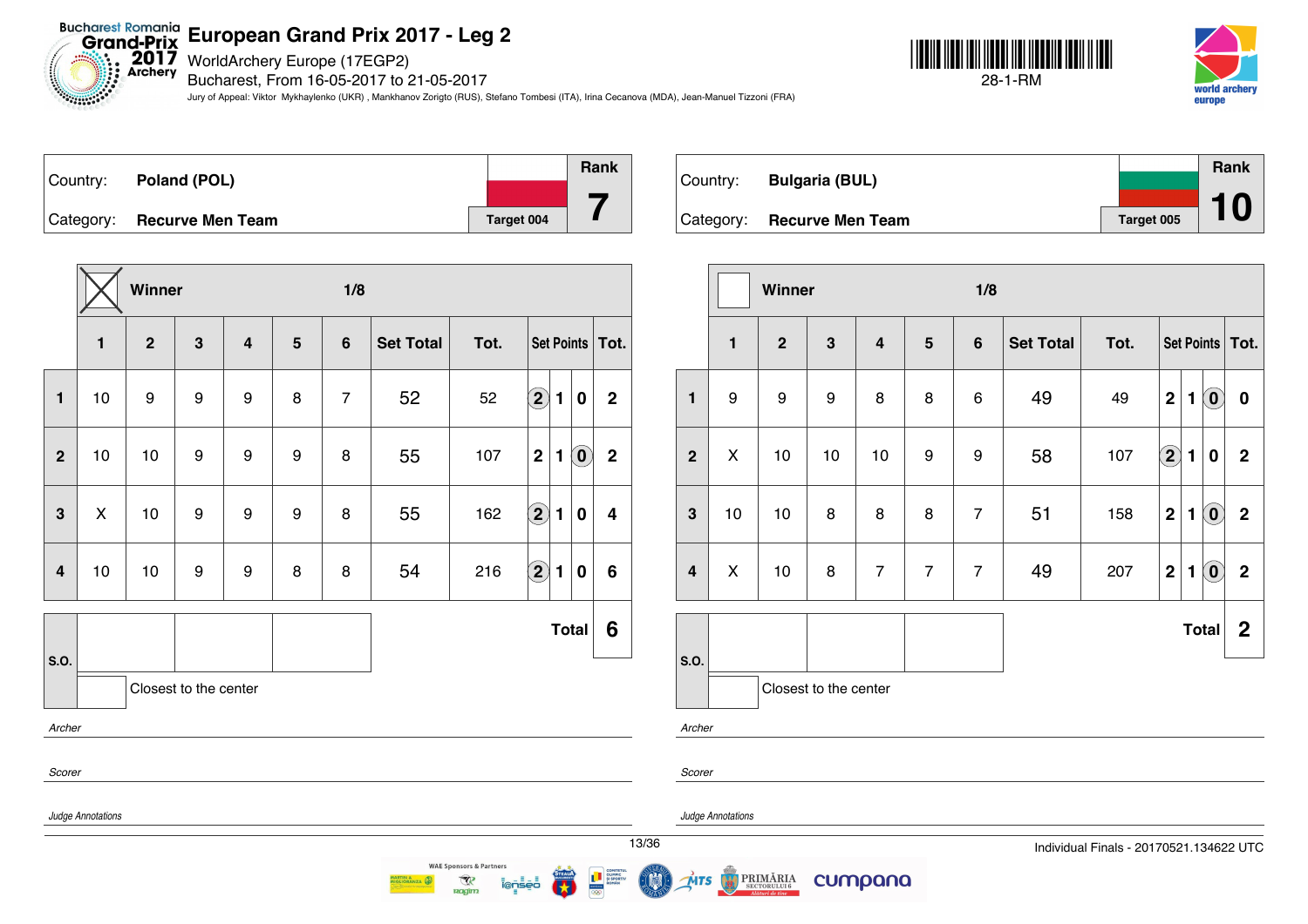# European Grand Prix 2017 - Leg 2

WorldArchery Europe (17EGP2)
Bucharest, From 16-05-2017 to 21-05-2017
Jury of Appeal: Viktor Mykhaylenko (UKR) , Mankhanov Zorigto (RUS), Stefano Tombesi (ITA), Irina Cecanova (MDA), Jean-Manuel Tizzoni (FRA)

28-1-RM

| Country: | Poland (POL) | | Rank |
|---|---|---|---|
| Category: | Recurve Men Team | Target 004 | 7 |

**Winner** (X) — 1/8

| | 1 | 2 | 3 | 4 | 5 | 6 | Set Total | Tot. | Set Points | Tot. |
|---|---|---|---|---|---|---|---|---|---|---|
| 1 | 10 | 9 | 9 | 9 | 8 | 7 | 52 | 52 | (2) 1 0 | 2 |
| 2 | 10 | 10 | 9 | 9 | 9 | 8 | 55 | 107 | 2 1 (0) | 2 |
| 3 | X | 10 | 9 | 9 | 9 | 8 | 55 | 162 | (2) 1 0 | 4 |
| 4 | 10 | 10 | 9 | 9 | 8 | 8 | 54 | 216 | (2) 1 0 | 6 |
| | | | | | | | | | **Total** | **6** |

S.O.

Closest to the center

*Archer*

*Scorer*

*Judge Annotations*

| Country: | Bulgaria (BUL) | | Rank |
|---|---|---|---|
| Category: | Recurve Men Team | Target 005 | 10 |

**Winner** — 1/8

| | 1 | 2 | 3 | 4 | 5 | 6 | Set Total | Tot. | Set Points | Tot. |
|---|---|---|---|---|---|---|---|---|---|---|
| 1 | 9 | 9 | 9 | 8 | 8 | 6 | 49 | 49 | 2 1 (0) | 0 |
| 2 | X | 10 | 10 | 10 | 9 | 9 | 58 | 107 | (2) 1 0 | 2 |
| 3 | 10 | 10 | 8 | 8 | 8 | 7 | 51 | 158 | 2 1 (0) | 2 |
| 4 | X | 10 | 8 | 7 | 7 | 7 | 49 | 207 | 2 1 (0) | 2 |
| | | | | | | | | | **Total** | **2** |

S.O.

Closest to the center

*Archer*

*Scorer*

*Judge Annotations*

Individual Finals - 20170521.134622 UTC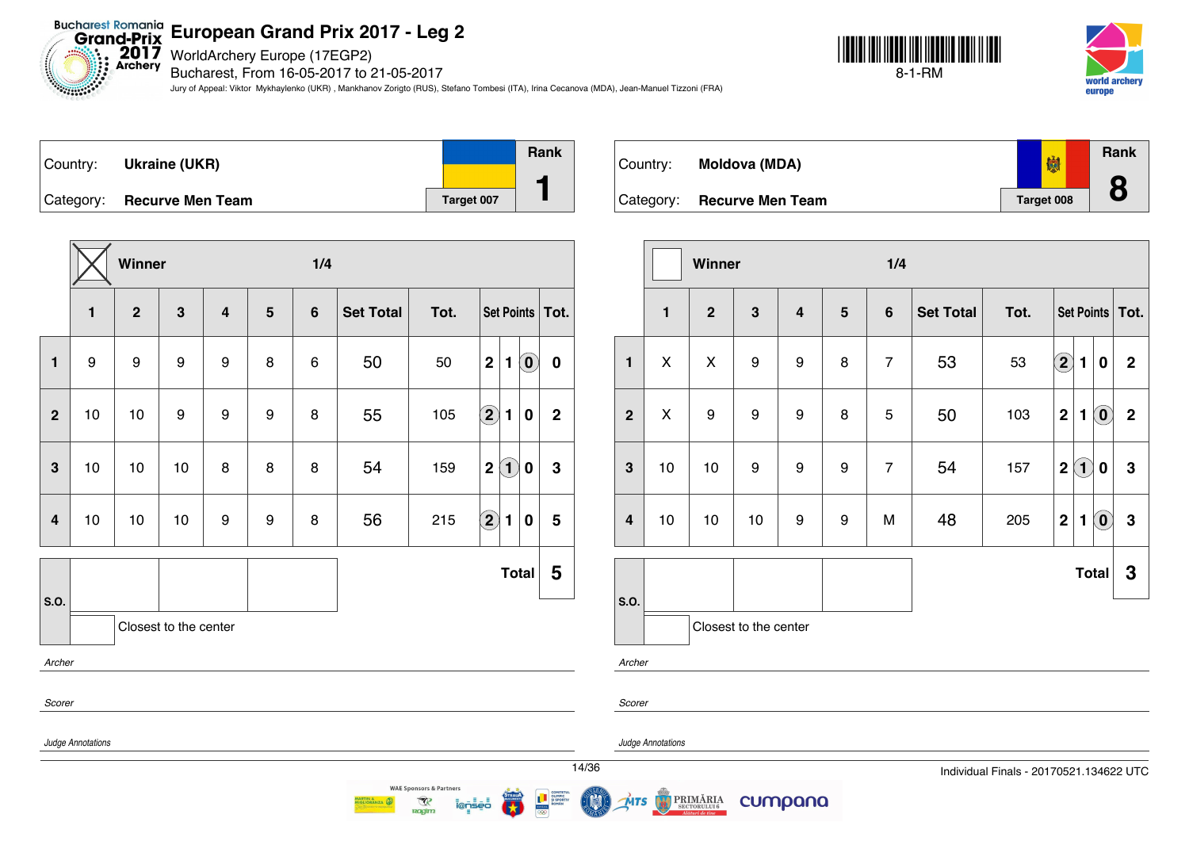# European Grand Prix 2017 - Leg 2

WorldArchery Europe (17EGP2)

Bucharest, From 16-05-2017 to 21-05-2017

Jury of Appeal: Viktor Mykhaylenko (UKR) , Mankhanov Zorigto (RUS), Stefano Tombesi (ITA), Irina Cecanova (MDA), Jean-Manuel Tizzoni (FRA)

8-1-RM

## Ukraine (UKR)

Country: **Ukraine (UKR)**

Category: **Recurve Men Team**

Target 007

Rank **1**

Winner: ☒ — 1/4

| | 1 | 2 | 3 | 4 | 5 | 6 | Set Total | Tot. | Set Points | Tot. |
|---|---|---|---|---|---|---|---|---|---|---|
| 1 | 9 | 9 | 9 | 9 | 8 | 6 | 50 | 50 | 2 1 (0) | 0 |
| 2 | 10 | 10 | 9 | 9 | 9 | 8 | 55 | 105 | (2) 1 0 | 2 |
| 3 | 10 | 10 | 10 | 8 | 8 | 8 | 54 | 159 | 2 (1) 0 | 3 |
| 4 | 10 | 10 | 10 | 9 | 9 | 8 | 56 | 215 | (2) 1 0 | 5 |

**Total 5**

S.O.: Closest to the center

*Archer*

*Scorer*

*Judge Annotations*

## Moldova (MDA)

Country: **Moldova (MDA)**

Category: **Recurve Men Team**

Target 008

Rank **8**

Winner: ☐ — 1/4

| | 1 | 2 | 3 | 4 | 5 | 6 | Set Total | Tot. | Set Points | Tot. |
|---|---|---|---|---|---|---|---|---|---|---|
| 1 | X | X | 9 | 9 | 8 | 7 | 53 | 53 | (2) 1 0 | 2 |
| 2 | X | 9 | 9 | 9 | 8 | 5 | 50 | 103 | 2 1 (0) | 2 |
| 3 | 10 | 10 | 9 | 9 | 9 | 7 | 54 | 157 | 2 (1) 0 | 3 |
| 4 | 10 | 10 | 10 | 9 | 9 | M | 48 | 205 | 2 1 (0) | 3 |

**Total 3**

S.O.: Closest to the center

*Archer*

*Scorer*

*Judge Annotations*

Individual Finals - 20170521.134622 UTC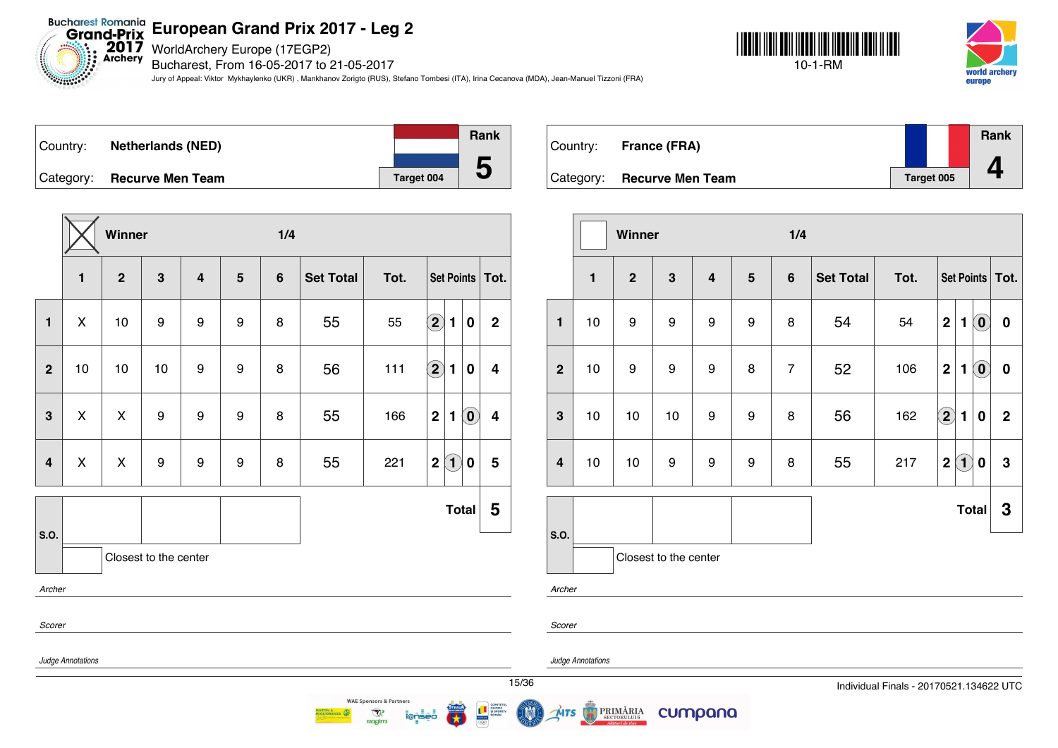# European Grand Prix 2017 - Leg 2

WorldArchery Europe (17EGP2)

Bucharest, From 16-05-2017 to 21-05-2017

Jury of Appeal: Viktor Mykhaylenko (UKR) , Mankhanov Zorigto (RUS), Stefano Tombesi (ITA), Irina Cecanova (MDA), Jean-Manuel Tizzoni (FRA)

10-1-RM

## Netherlands (NED)

Country: **Netherlands (NED)**

Category: **Recurve Men Team**

Target 004 — Rank **5**

**Winner** (X) — 1/4

| | 1 | 2 | 3 | 4 | 5 | 6 | Set Total | Tot. | Set Points | Tot. |
|---|---|---|---|---|---|---|---|---|---|---|
| 1 | X | 10 | 9 | 9 | 9 | 8 | 55 | 55 | 2 | 2 |
| 2 | 10 | 10 | 10 | 9 | 9 | 8 | 56 | 111 | 2 | 4 |
| 3 | X | X | 9 | 9 | 9 | 8 | 55 | 166 | 0 | 4 |
| 4 | X | X | 9 | 9 | 9 | 8 | 55 | 221 | 1 | 5 |
| | | | | | | | | | **Total** | **5** |

S.O.

Closest to the center

*Archer*

*Scorer*

*Judge Annotations*

## France (FRA)

Country: **France (FRA)**

Category: **Recurve Men Team**

Target 005 — Rank **4**

**Winner** — 1/4

| | 1 | 2 | 3 | 4 | 5 | 6 | Set Total | Tot. | Set Points | Tot. |
|---|---|---|---|---|---|---|---|---|---|---|
| 1 | 10 | 9 | 9 | 9 | 9 | 8 | 54 | 54 | 0 | 0 |
| 2 | 10 | 9 | 9 | 9 | 8 | 7 | 52 | 106 | 0 | 0 |
| 3 | 10 | 10 | 10 | 9 | 9 | 8 | 56 | 162 | 2 | 2 |
| 4 | 10 | 10 | 9 | 9 | 9 | 8 | 55 | 217 | 1 | 3 |
| | | | | | | | | | **Total** | **3** |

S.O.

Closest to the center

*Archer*

*Scorer*

*Judge Annotations*

Individual Finals - 20170521.134622 UTC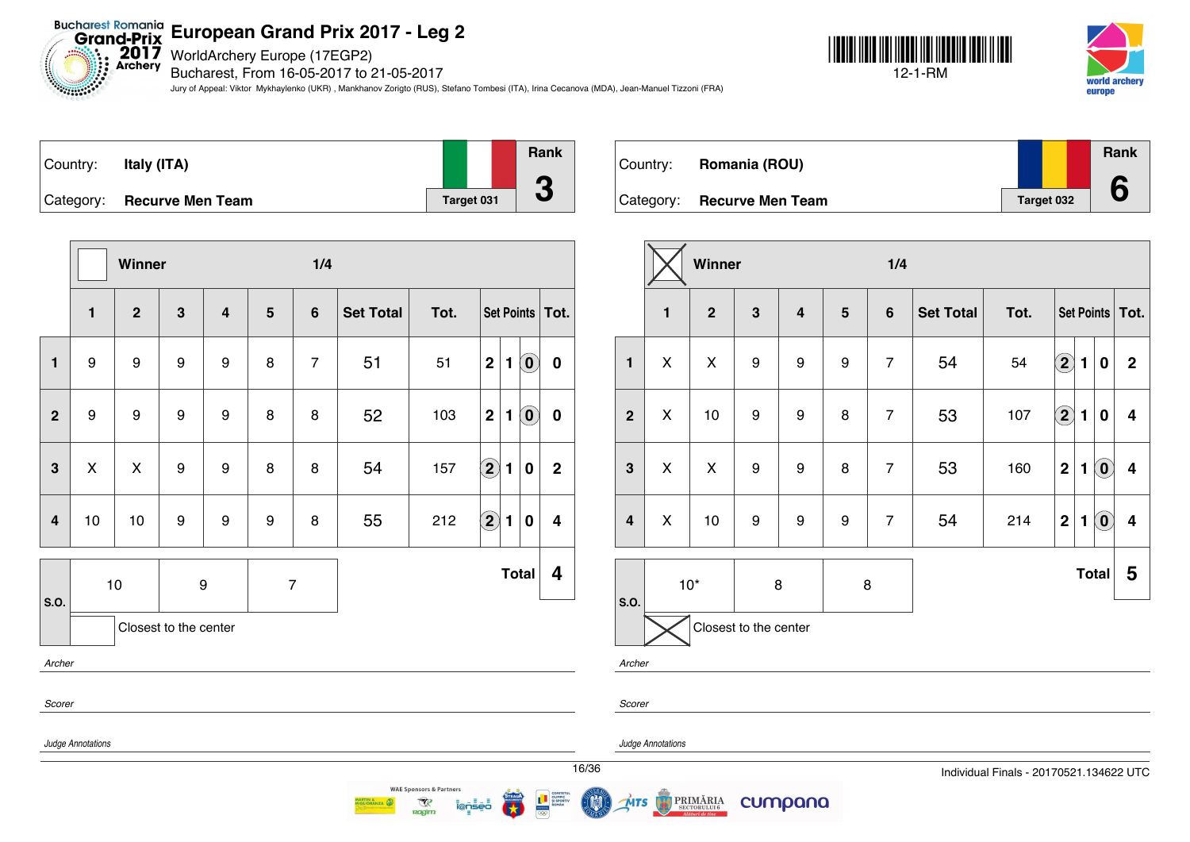# European Grand Prix 2017 - Leg 2

WorldArchery Europe (17EGP2)
Bucharest, From 16-05-2017 to 21-05-2017

Jury of Appeal: Viktor Mykhaylenko (UKR) , Mankhanov Zorigto (RUS), Stefano Tombesi (ITA), Irina Cecanova (MDA), Jean-Manuel Tizzoni (FRA)

12-1-RM

## Italy (ITA)

Country: **Italy (ITA)**
Category: **Recurve Men Team**
Target 031
Rank **3**

Winner: ☐ — 1/4

| | 1 | 2 | 3 | 4 | 5 | 6 | Set Total | Tot. | Set Points | | | Tot. |
|---|---|---|---|---|---|---|---|---|---|---|---|---|
| 1 | 9 | 9 | 9 | 9 | 8 | 7 | 51 | 51 | 2 | 1 | (0) | 0 |
| 2 | 9 | 9 | 9 | 9 | 8 | 8 | 52 | 103 | 2 | 1 | (0) | 0 |
| 3 | X | X | 9 | 9 | 8 | 8 | 54 | 157 | (2) | 1 | 0 | 2 |
| 4 | 10 | 10 | 9 | 9 | 9 | 8 | 55 | 212 | (2) | 1 | 0 | 4 |

S.O.: 10 | 9 | 7

Closest to the center: ☐

**Total 4**

Archer

Scorer

Judge Annotations

## Romania (ROU)

Country: **Romania (ROU)**
Category: **Recurve Men Team**
Target 032
Rank **6**

Winner: ☒ — 1/4

| | 1 | 2 | 3 | 4 | 5 | 6 | Set Total | Tot. | Set Points | | | Tot. |
|---|---|---|---|---|---|---|---|---|---|---|---|---|
| 1 | X | X | 9 | 9 | 9 | 7 | 54 | 54 | (2) | 1 | 0 | 2 |
| 2 | X | 10 | 9 | 9 | 8 | 7 | 53 | 107 | (2) | 1 | 0 | 4 |
| 3 | X | X | 9 | 9 | 8 | 7 | 53 | 160 | 2 | 1 | (0) | 4 |
| 4 | X | 10 | 9 | 9 | 9 | 7 | 54 | 214 | 2 | 1 | (0) | 4 |

S.O.: 10* | 8 | 8

Closest to the center: ☒

**Total 5**

Archer

Scorer

Judge Annotations

Individual Finals - 20170521.134622 UTC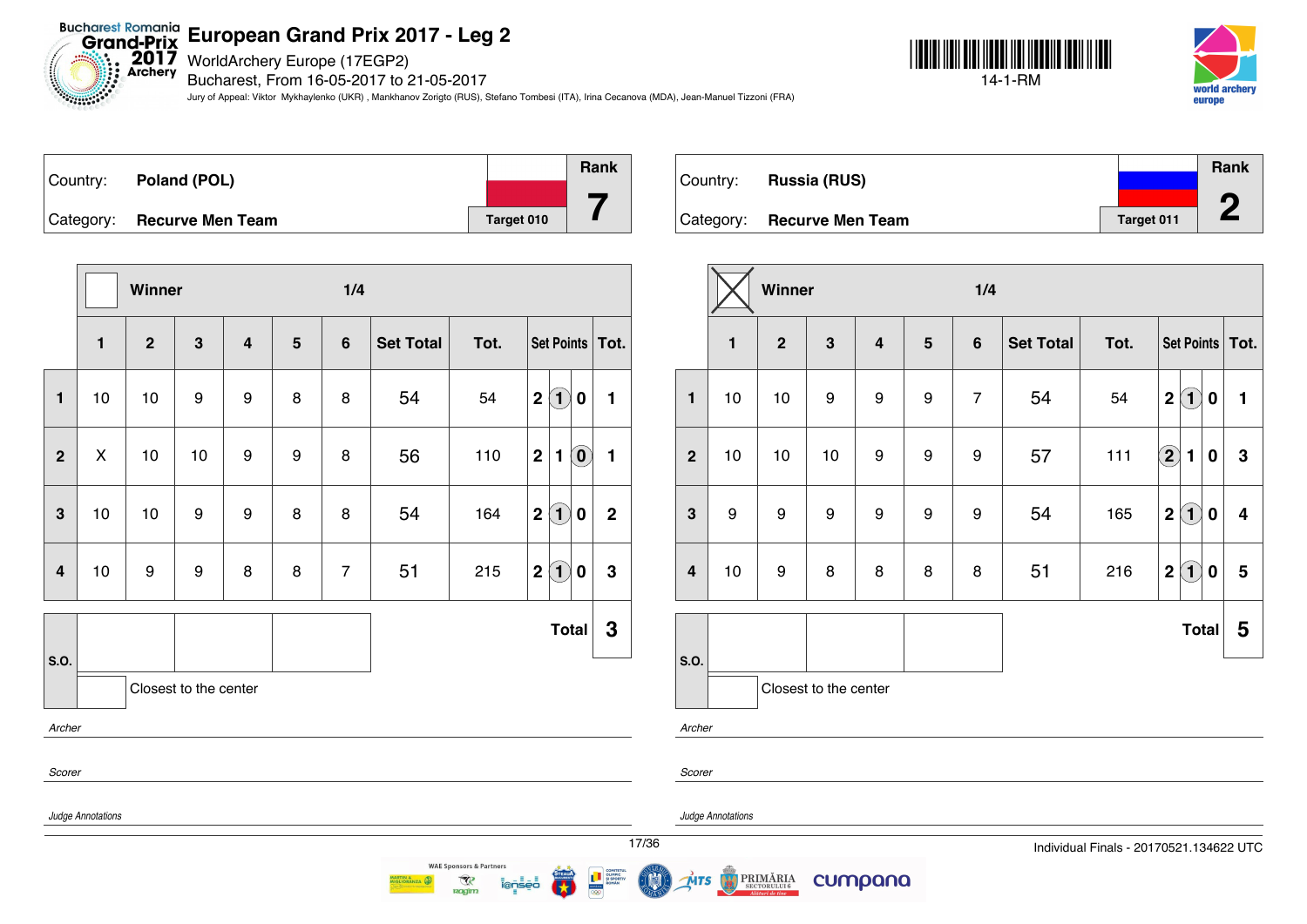# European Grand Prix 2017 - Leg 2

WorldArchery Europe (17EGP2)
Bucharest, From 16-05-2017 to 21-05-2017
Jury of Appeal: Viktor Mykhaylenko (UKR) , Mankhanov Zorigto (RUS), Stefano Tombesi (ITA), Irina Cecanova (MDA), Jean-Manuel Tizzoni (FRA)

14-1-RM

| Country: | Poland (POL) | Rank |
|---|---|---|
| Category: | Recurve Men Team | 7 |
| | Target 010 | |

Winner: ☐ — 1/4

| | 1 | 2 | 3 | 4 | 5 | 6 | Set Total | Tot. | Set Points | Tot. |
|---|---|---|---|---|---|---|---|---|---|---|
| 1 | 10 | 10 | 9 | 9 | 8 | 8 | 54 | 54 | 2 (1) 0 | 1 |
| 2 | X | 10 | 10 | 9 | 9 | 8 | 56 | 110 | 2 1 (0) | 1 |
| 3 | 10 | 10 | 9 | 9 | 8 | 8 | 54 | 164 | 2 (1) 0 | 2 |
| 4 | 10 | 9 | 9 | 8 | 8 | 7 | 51 | 215 | 2 (1) 0 | 3 |
| | | | | | | | | | **Total** | **3** |

S.O.: | | | |
Closest to the center: ☐

*Archer*

*Scorer*

*Judge Annotations*

| Country: | Russia (RUS) | Rank |
|---|---|---|
| Category: | Recurve Men Team | 2 |
| | Target 011 | |

Winner: ☒ — 1/4

| | 1 | 2 | 3 | 4 | 5 | 6 | Set Total | Tot. | Set Points | Tot. |
|---|---|---|---|---|---|---|---|---|---|---|
| 1 | 10 | 10 | 9 | 9 | 9 | 7 | 54 | 54 | 2 (1) 0 | 1 |
| 2 | 10 | 10 | 10 | 9 | 9 | 9 | 57 | 111 | (2) 1 0 | 3 |
| 3 | 9 | 9 | 9 | 9 | 9 | 9 | 54 | 165 | 2 (1) 0 | 4 |
| 4 | 10 | 9 | 8 | 8 | 8 | 8 | 51 | 216 | 2 (1) 0 | 5 |
| | | | | | | | | | **Total** | **5** |

S.O.: | | | |
Closest to the center: ☐

*Archer*

*Scorer*

*Judge Annotations*

Individual Finals - 20170521.134622 UTC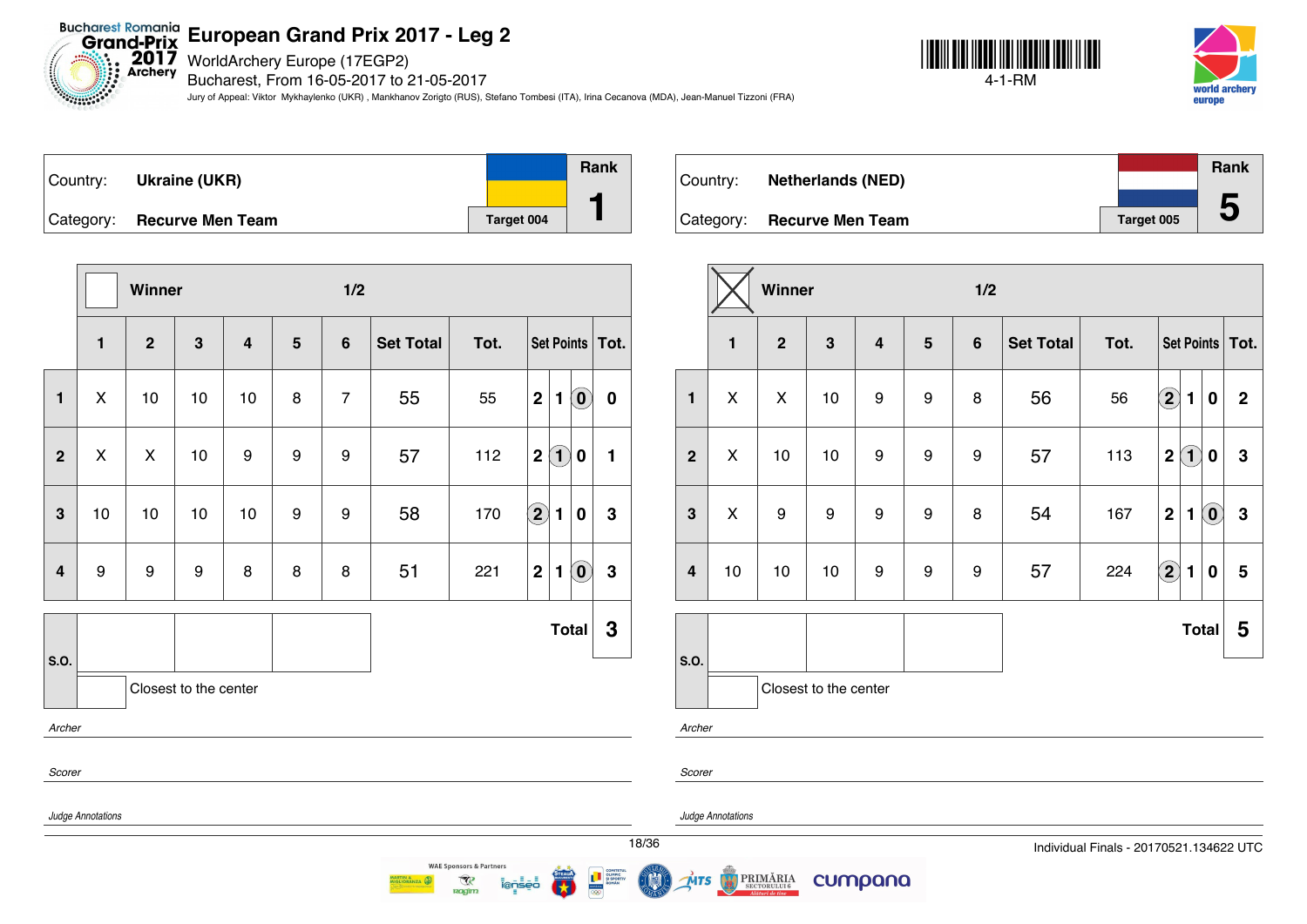# European Grand Prix 2017 - Leg 2

WorldArchery Europe (17EGP2)
Bucharest, From 16-05-2017 to 21-05-2017

Jury of Appeal: Viktor Mykhaylenko (UKR) , Mankhanov Zorigto (RUS), Stefano Tombesi (ITA), Irina Cecanova (MDA), Jean-Manuel Tizzoni (FRA)

4-1-RM

| Country: | Ukraine (UKR) | Rank |
|---|---|---|
| Category: | Recurve Men Team | Target 004 | 1 |

Winner: ☐ — 1/2

| | 1 | 2 | 3 | 4 | 5 | 6 | Set Total | Tot. | Set Points | | | Tot. |
|---|---|---|---|---|---|---|---|---|---|---|---|---|
| 1 | X | 10 | 10 | 10 | 8 | 7 | 55 | 55 | 2 | 1 | (0) | 0 |
| 2 | X | X | 10 | 9 | 9 | 9 | 57 | 112 | 2 | (1) | 0 | 1 |
| 3 | 10 | 10 | 10 | 10 | 9 | 9 | 58 | 170 | (2) | 1 | 0 | 3 |
| 4 | 9 | 9 | 9 | 8 | 8 | 8 | 51 | 221 | 2 | 1 | (0) | 3 |
| | | | | | | | | | | | Total | 3 |

S.O.

Closest to the center

*Archer*

*Scorer*

*Judge Annotations*

| Country: | Netherlands (NED) | Rank |
|---|---|---|
| Category: | Recurve Men Team | Target 005 | 5 |

Winner: ☒ — 1/2

| | 1 | 2 | 3 | 4 | 5 | 6 | Set Total | Tot. | Set Points | | | Tot. |
|---|---|---|---|---|---|---|---|---|---|---|---|---|
| 1 | X | X | 10 | 9 | 9 | 8 | 56 | 56 | (2) | 1 | 0 | 2 |
| 2 | X | 10 | 10 | 9 | 9 | 9 | 57 | 113 | 2 | (1) | 0 | 3 |
| 3 | X | 9 | 9 | 9 | 9 | 8 | 54 | 167 | 2 | 1 | (0) | 3 |
| 4 | 10 | 10 | 10 | 9 | 9 | 9 | 57 | 224 | (2) | 1 | 0 | 5 |
| | | | | | | | | | | | Total | 5 |

S.O.

Closest to the center

*Archer*

*Scorer*

*Judge Annotations*

Individual Finals - 20170521.134622 UTC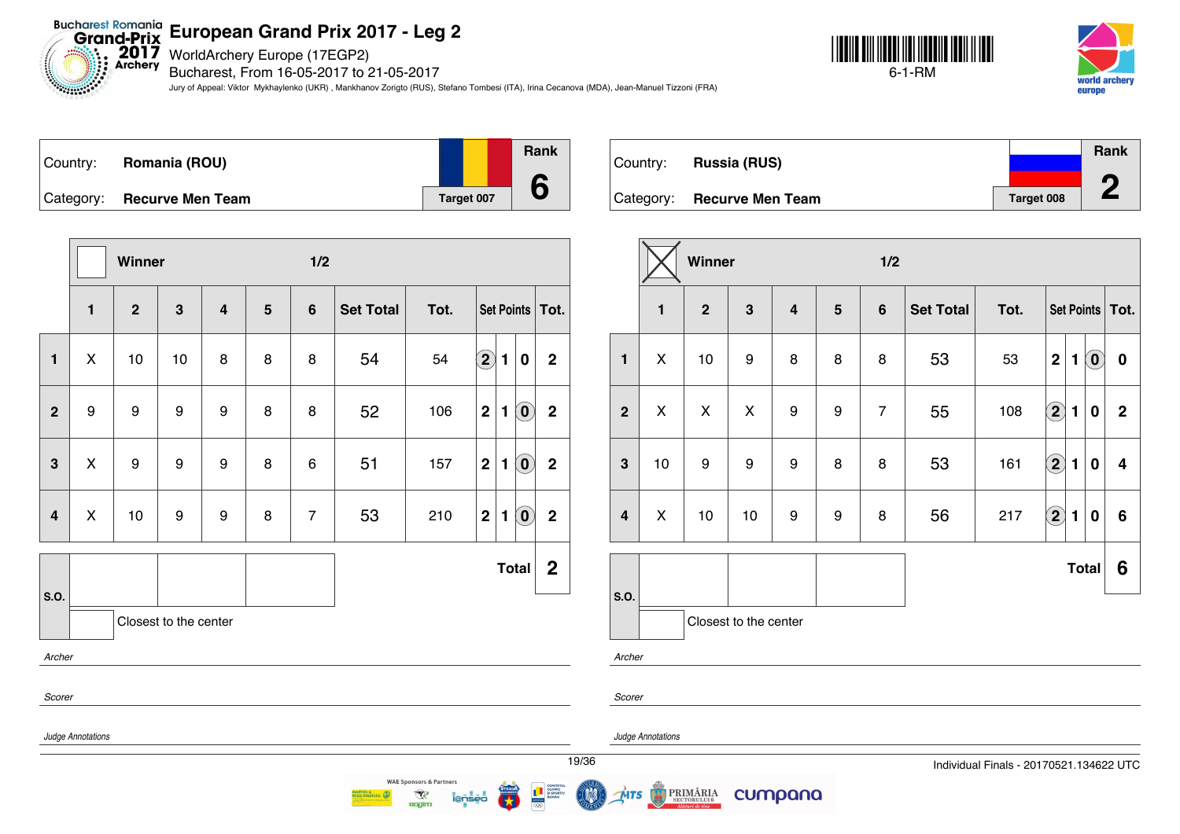# European Grand Prix 2017 - Leg 2

WorldArchery Europe (17EGP2)
Bucharest, From 16-05-2017 to 21-05-2017

Jury of Appeal: Viktor Mykhaylenko (UKR) , Mankhanov Zorigto (RUS), Stefano Tombesi (ITA), Irina Cecanova (MDA), Jean-Manuel Tizzoni (FRA)

6-1-RM

## Romania (ROU)

Country: **Romania (ROU)**
Category: **Recurve Men Team**
Target 007
Rank: **6**

Winner: ☐ — 1/2

| | 1 | 2 | 3 | 4 | 5 | 6 | Set Total | Tot. | Set Points | | | Tot. |
|---|---|---|---|---|---|---|---|---|---|---|---|---|
| 1 | X | 10 | 10 | 8 | 8 | 8 | 54 | 54 | (2) | 1 | 0 | 2 |
| 2 | 9 | 9 | 9 | 9 | 8 | 8 | 52 | 106 | 2 | 1 | (0) | 2 |
| 3 | X | 9 | 9 | 9 | 8 | 6 | 51 | 157 | 2 | 1 | (0) | 2 |
| 4 | X | 10 | 9 | 9 | 8 | 7 | 53 | 210 | 2 | 1 | (0) | 2 |
| | | | | | | | | | | | **Total** | **2** |

S.O.: | | | |

Closest to the center: ☐

*Archer*

*Scorer*

*Judge Annotations*

## Russia (RUS)

Country: **Russia (RUS)**
Category: **Recurve Men Team**
Target 008
Rank: **2**

Winner: ☒ — 1/2

| | 1 | 2 | 3 | 4 | 5 | 6 | Set Total | Tot. | Set Points | | | Tot. |
|---|---|---|---|---|---|---|---|---|---|---|---|---|
| 1 | X | 10 | 9 | 8 | 8 | 8 | 53 | 53 | 2 | 1 | (0) | 0 |
| 2 | X | X | X | 9 | 9 | 7 | 55 | 108 | (2) | 1 | 0 | 2 |
| 3 | 10 | 9 | 9 | 9 | 8 | 8 | 53 | 161 | (2) | 1 | 0 | 4 |
| 4 | X | 10 | 10 | 9 | 9 | 8 | 56 | 217 | (2) | 1 | 0 | 6 |
| | | | | | | | | | | | **Total** | **6** |

S.O.: | | | |

Closest to the center: ☐

*Archer*

*Scorer*

*Judge Annotations*

Individual Finals - 20170521.134622 UTC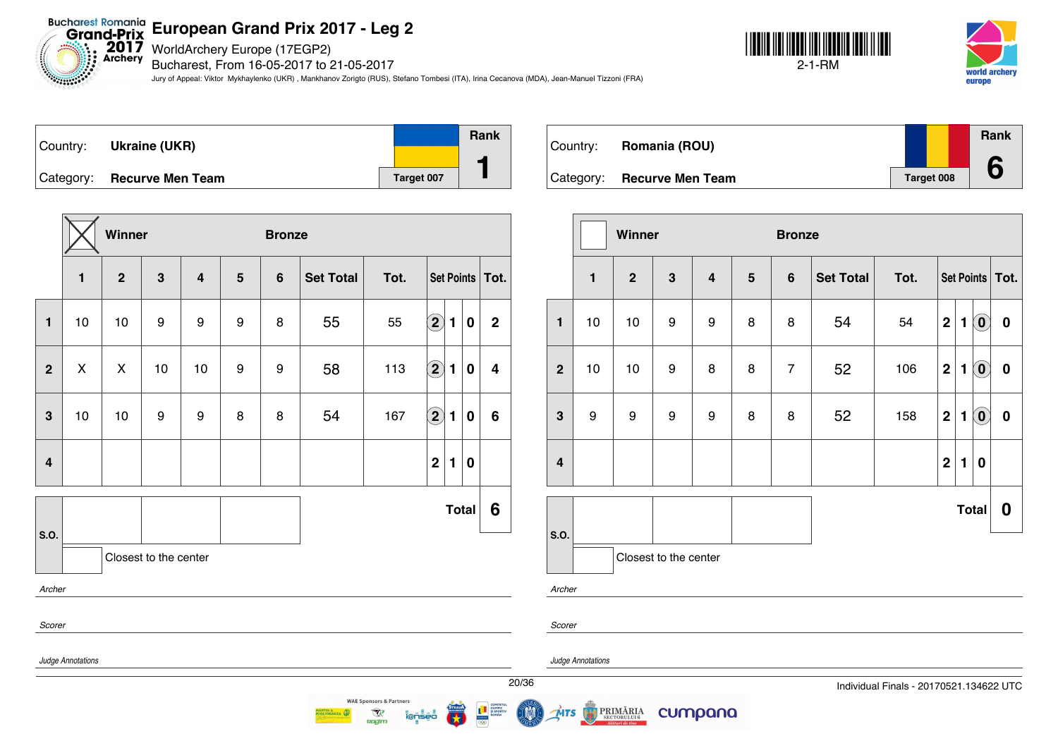# European Grand Prix 2017 - Leg 2

WorldArchery Europe (17EGP2)
Bucharest, From 16-05-2017 to 21-05-2017
Jury of Appeal: Viktor Mykhaylenko (UKR) , Mankhanov Zorigto (RUS), Stefano Tombesi (ITA), Irina Cecanova (MDA), Jean-Manuel Tizzoni (FRA)

2-1-RM

| Country: | Ukraine (UKR) | Rank |
|---|---|---|
| Category: | Recurve Men Team | Target 007 | 1 |

**Winner** (X) — **Bronze**

| | 1 | 2 | 3 | 4 | 5 | 6 | Set Total | Tot. | Set Points | Tot. |
|---|---|---|---|---|---|---|---|---|---|---|
| 1 | 10 | 10 | 9 | 9 | 9 | 8 | 55 | 55 | (2) 1 0 | 2 |
| 2 | X | X | 10 | 10 | 9 | 9 | 58 | 113 | (2) 1 0 | 4 |
| 3 | 10 | 10 | 9 | 9 | 8 | 8 | 54 | 167 | (2) 1 0 | 6 |
| 4 | | | | | | | | | 2 1 0 | |
| | | | | | | | | | Total | 6 |

S.O.: | | | |

Closest to the center

*Archer*

*Scorer*

*Judge Annotations*

| Country: | Romania (ROU) | Rank |
|---|---|---|
| Category: | Recurve Men Team | Target 008 | 6 |

**Winner** — **Bronze**

| | 1 | 2 | 3 | 4 | 5 | 6 | Set Total | Tot. | Set Points | Tot. |
|---|---|---|---|---|---|---|---|---|---|---|
| 1 | 10 | 10 | 9 | 9 | 8 | 8 | 54 | 54 | 2 1 (0) | 0 |
| 2 | 10 | 10 | 9 | 8 | 8 | 7 | 52 | 106 | 2 1 (0) | 0 |
| 3 | 9 | 9 | 9 | 9 | 8 | 8 | 52 | 158 | 2 1 (0) | 0 |
| 4 | | | | | | | | | 2 1 0 | |
| | | | | | | | | | Total | 0 |

S.O.: | | | |

Closest to the center

*Archer*

*Scorer*

*Judge Annotations*

Individual Finals - 20170521.134622 UTC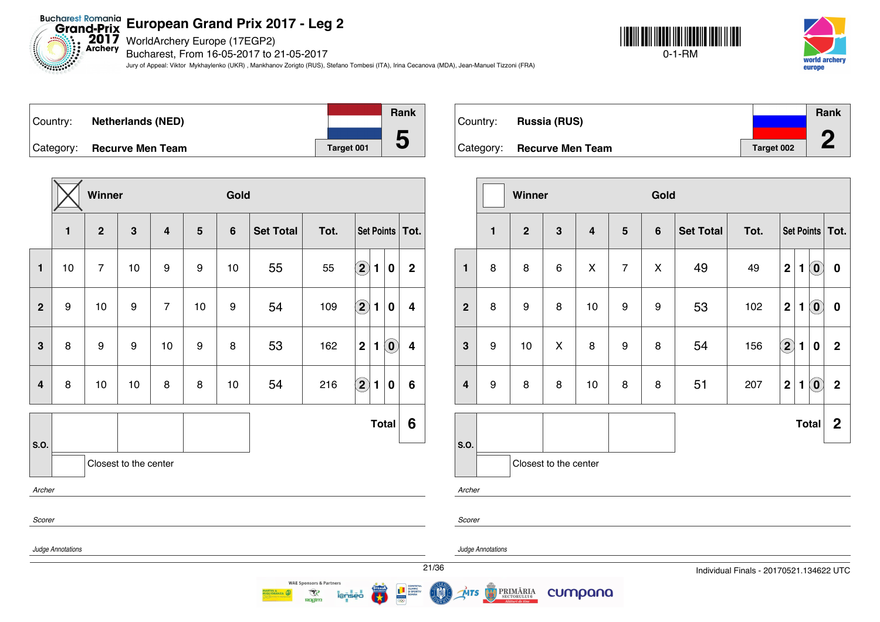# European Grand Prix 2017 - Leg 2

WorldArchery Europe (17EGP2)
Bucharest, From 16-05-2017 to 21-05-2017

Jury of Appeal: Viktor Mykhaylenko (UKR) , Mankhanov Zorigto (RUS), Stefano Tombesi (ITA), Irina Cecanova (MDA), Jean-Manuel Tizzoni (FRA)

0-1-RM

## Gold

| Country: | Netherlands (NED) | Rank |
|---|---|---|
| Category: | Recurve Men Team | 5 |
| | Target 001 | |

Winner: X

| | 1 | 2 | 3 | 4 | 5 | 6 | Set Total | Tot. | Set Points | | | Tot. |
|---|---|---|---|---|---|---|---|---|---|---|---|---|
| 1 | 10 | 7 | 10 | 9 | 9 | 10 | 55 | 55 | (2) | 1 | 0 | 2 |
| 2 | 9 | 10 | 9 | 7 | 10 | 9 | 54 | 109 | (2) | 1 | 0 | 4 |
| 3 | 8 | 9 | 9 | 10 | 9 | 8 | 53 | 162 | 2 | 1 | (0) | 4 |
| 4 | 8 | 10 | 10 | 8 | 8 | 10 | 54 | 216 | (2) | 1 | 0 | 6 |
| | | | | | | | | | | | Total | 6 |

S.O.: | | | |

Closest to the center: 

*Archer*

*Scorer*

*Judge Annotations*

| Country: | Russia (RUS) | Rank |
|---|---|---|
| Category: | Recurve Men Team | 2 |
| | Target 002 | |

Winner: 

| | 1 | 2 | 3 | 4 | 5 | 6 | Set Total | Tot. | Set Points | | | Tot. |
|---|---|---|---|---|---|---|---|---|---|---|---|---|
| 1 | 8 | 8 | 6 | X | 7 | X | 49 | 49 | 2 | 1 | (0) | 0 |
| 2 | 8 | 9 | 8 | 10 | 9 | 9 | 53 | 102 | 2 | 1 | (0) | 0 |
| 3 | 9 | 10 | X | 8 | 9 | 8 | 54 | 156 | (2) | 1 | 0 | 2 |
| 4 | 9 | 8 | 8 | 10 | 8 | 8 | 51 | 207 | 2 | 1 | (0) | 2 |
| | | | | | | | | | | | Total | 2 |

S.O.: | | | |

Closest to the center: 

*Archer*

*Scorer*

*Judge Annotations*

Individual Finals - 20170521.134622 UTC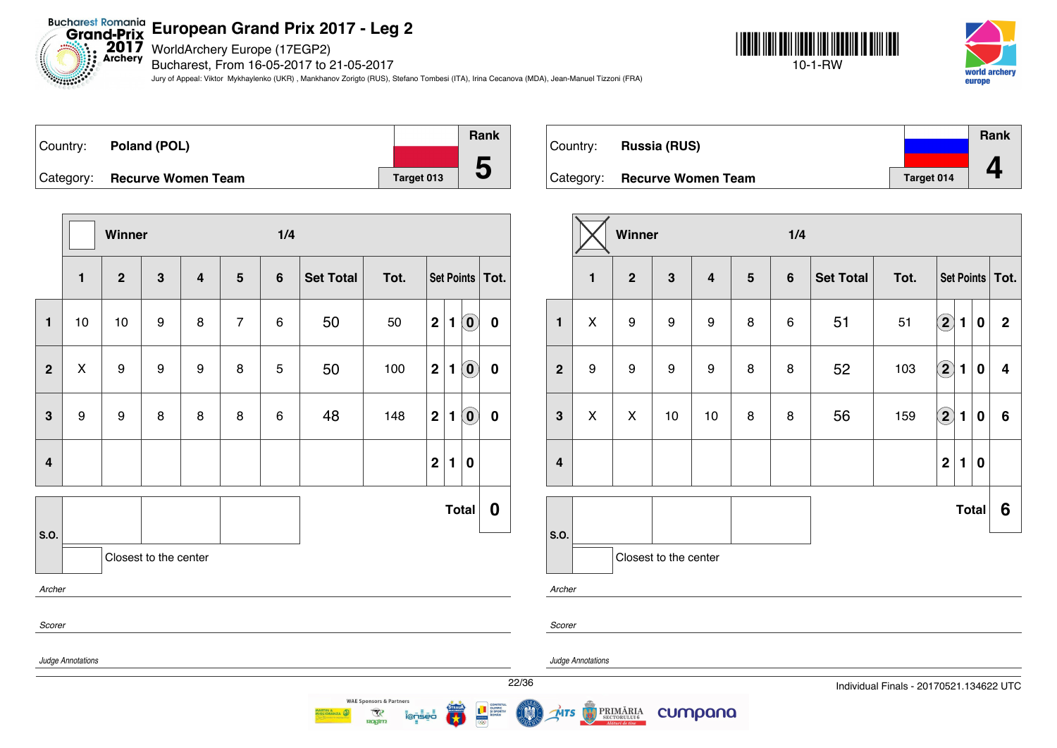# European Grand Prix 2017 - Leg 2

WorldArchery Europe (17EGP2)
Bucharest, From 16-05-2017 to 21-05-2017

Jury of Appeal: Viktor Mykhaylenko (UKR) , Mankhanov Zorigto (RUS), Stefano Tombesi (ITA), Irina Cecanova (MDA), Jean-Manuel Tizzoni (FRA)

10-1-RW

| Country: | Poland (POL) | | Rank |
|---|---|---|---|
| Category: | Recurve Women Team | Target 013 | 5 |

Winner: ☐ — 1/4

| | 1 | 2 | 3 | 4 | 5 | 6 | Set Total | Tot. | Set Points | | | Tot. |
|---|---|---|---|---|---|---|---|---|---|---|---|---|
| 1 | 10 | 10 | 9 | 8 | 7 | 6 | 50 | 50 | 2 | 1 | (0) | 0 |
| 2 | X | 9 | 9 | 9 | 8 | 5 | 50 | 100 | 2 | 1 | (0) | 0 |
| 3 | 9 | 9 | 8 | 8 | 8 | 6 | 48 | 148 | 2 | 1 | (0) | 0 |
| 4 | | | | | | | | | 2 | 1 | 0 | |

**Total** 0

S.O.: | | | |

Closest to the center

*Archer*

*Scorer*

*Judge Annotations*

| Country: | Russia (RUS) | | Rank |
|---|---|---|---|
| Category: | Recurve Women Team | Target 014 | 4 |

Winner: ☒ — 1/4

| | 1 | 2 | 3 | 4 | 5 | 6 | Set Total | Tot. | Set Points | | | Tot. |
|---|---|---|---|---|---|---|---|---|---|---|---|---|
| 1 | X | 9 | 9 | 9 | 8 | 6 | 51 | 51 | (2) | 1 | 0 | 2 |
| 2 | 9 | 9 | 9 | 9 | 8 | 8 | 52 | 103 | (2) | 1 | 0 | 4 |
| 3 | X | X | 10 | 10 | 8 | 8 | 56 | 159 | (2) | 1 | 0 | 6 |
| 4 | | | | | | | | | 2 | 1 | 0 | |

**Total** 6

S.O.: | | | |

Closest to the center

*Archer*

*Scorer*

*Judge Annotations*

Individual Finals - 20170521.134622 UTC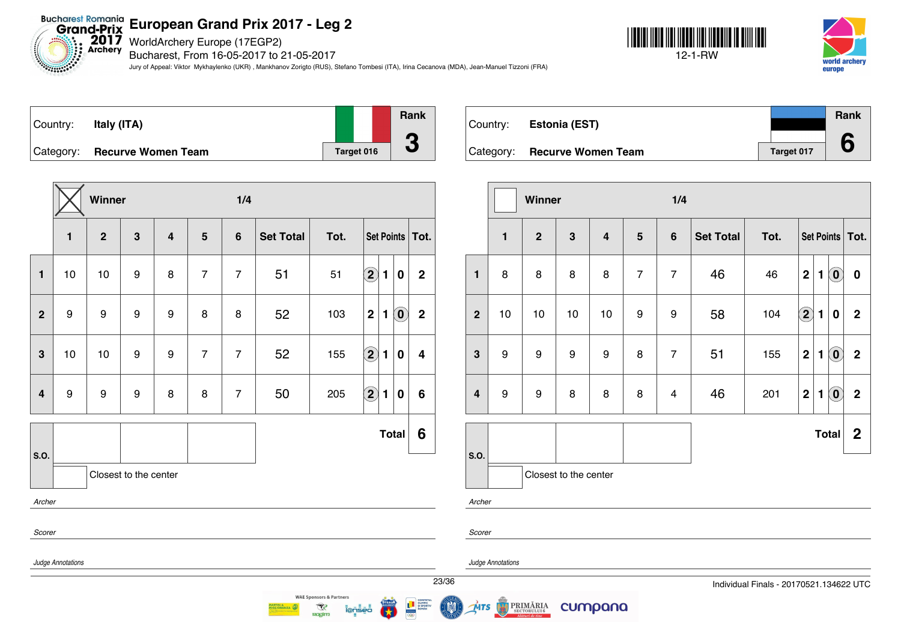# European Grand Prix 2017 - Leg 2

WorldArchery Europe (17EGP2)

Bucharest, From 16-05-2017 to 21-05-2017

Jury of Appeal: Viktor Mykhaylenko (UKR) , Mankhanov Zorigto (RUS), Stefano Tombesi (ITA), Irina Cecanova (MDA), Jean-Manuel Tizzoni (FRA)

12-1-RW

| Country: | Italy (ITA) | Rank |
|---|---|---|
| Category: | Recurve Women Team | Target 016 | 3 |

**Winner** ☒ — 1/4

| | 1 | 2 | 3 | 4 | 5 | 6 | Set Total | Tot. | Set Points | | | Tot. |
|---|---|---|---|---|---|---|---|---|---|---|---|---|
| 1 | 10 | 10 | 9 | 8 | 7 | 7 | 51 | 51 | (2) | 1 | 0 | 2 |
| 2 | 9 | 9 | 9 | 9 | 8 | 8 | 52 | 103 | 2 | 1 | (0) | 2 |
| 3 | 10 | 10 | 9 | 9 | 7 | 7 | 52 | 155 | (2) | 1 | 0 | 4 |
| 4 | 9 | 9 | 9 | 8 | 8 | 7 | 50 | 205 | (2) | 1 | 0 | 6 |
| | | | | | | | | | | | **Total** | **6** |

S.O.

Closest to the center

*Archer*

*Scorer*

*Judge Annotations*

| Country: | Estonia (EST) | Rank |
|---|---|---|
| Category: | Recurve Women Team | Target 017 | 6 |

**Winner** ☐ — 1/4

| | 1 | 2 | 3 | 4 | 5 | 6 | Set Total | Tot. | Set Points | | | Tot. |
|---|---|---|---|---|---|---|---|---|---|---|---|---|
| 1 | 8 | 8 | 8 | 8 | 7 | 7 | 46 | 46 | 2 | 1 | (0) | 0 |
| 2 | 10 | 10 | 10 | 10 | 9 | 9 | 58 | 104 | (2) | 1 | 0 | 2 |
| 3 | 9 | 9 | 9 | 9 | 8 | 7 | 51 | 155 | 2 | 1 | (0) | 2 |
| 4 | 9 | 9 | 8 | 8 | 8 | 4 | 46 | 201 | 2 | 1 | (0) | 2 |
| | | | | | | | | | | | **Total** | **2** |

S.O.

Closest to the center

*Archer*

*Scorer*

*Judge Annotations*

Individual Finals - 20170521.134622 UTC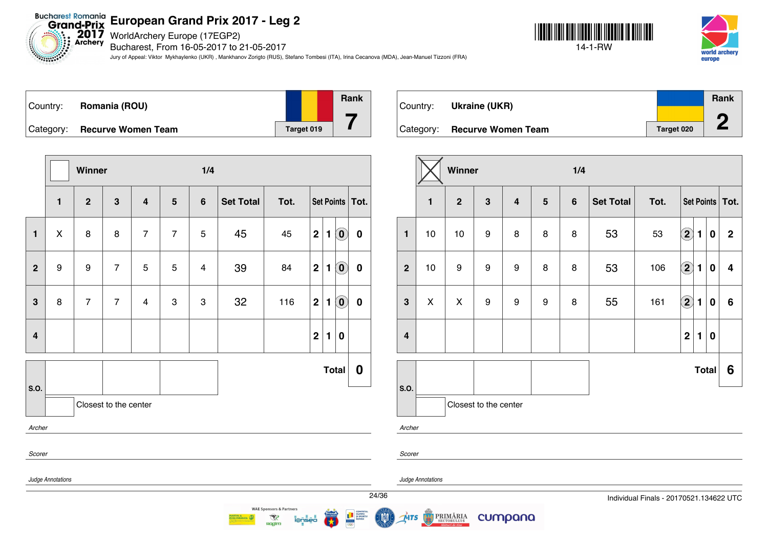# European Grand Prix 2017 - Leg 2

WorldArchery Europe (17EGP2)
Bucharest, From 16-05-2017 to 21-05-2017
Jury of Appeal: Viktor Mykhaylenko (UKR) , Mankhanov Zorigto (RUS), Stefano Tombesi (ITA), Irina Cecanova (MDA), Jean-Manuel Tizzoni (FRA)

14-1-RW

Country: **Romania (ROU)**
Category: **Recurve Women Team**
Target 019
Rank **7**

Winner: ☐ — 1/4

| | 1 | 2 | 3 | 4 | 5 | 6 | Set Total | Tot. | Set Points | | | Tot. |
|---|---|---|---|---|---|---|---|---|---|---|---|---|
| 1 | X | 8 | 8 | 7 | 7 | 5 | 45 | 45 | 2 | 1 | (0) | 0 |
| 2 | 9 | 9 | 7 | 5 | 5 | 4 | 39 | 84 | 2 | 1 | (0) | 0 |
| 3 | 8 | 7 | 7 | 4 | 3 | 3 | 32 | 116 | 2 | 1 | (0) | 0 |
| 4 | | | | | | | | | 2 | 1 | 0 | |
| | | | | | | | | | | | **Total** | **0** |

S.O.: | | | |
Closest to the center: ☐

*Archer*

*Scorer*

*Judge Annotations*

Country: **Ukraine (UKR)**
Category: **Recurve Women Team**
Target 020
Rank **2**

Winner: ☒ — 1/4

| | 1 | 2 | 3 | 4 | 5 | 6 | Set Total | Tot. | Set Points | | | Tot. |
|---|---|---|---|---|---|---|---|---|---|---|---|---|
| 1 | 10 | 10 | 9 | 8 | 8 | 8 | 53 | 53 | (2) | 1 | 0 | 2 |
| 2 | 10 | 9 | 9 | 9 | 8 | 8 | 53 | 106 | (2) | 1 | 0 | 4 |
| 3 | X | X | 9 | 9 | 9 | 8 | 55 | 161 | (2) | 1 | 0 | 6 |
| 4 | | | | | | | | | 2 | 1 | 0 | |
| | | | | | | | | | | | **Total** | **6** |

S.O.: | | | |
Closest to the center: ☐

*Archer*

*Scorer*

*Judge Annotations*

Individual Finals - 20170521.134622 UTC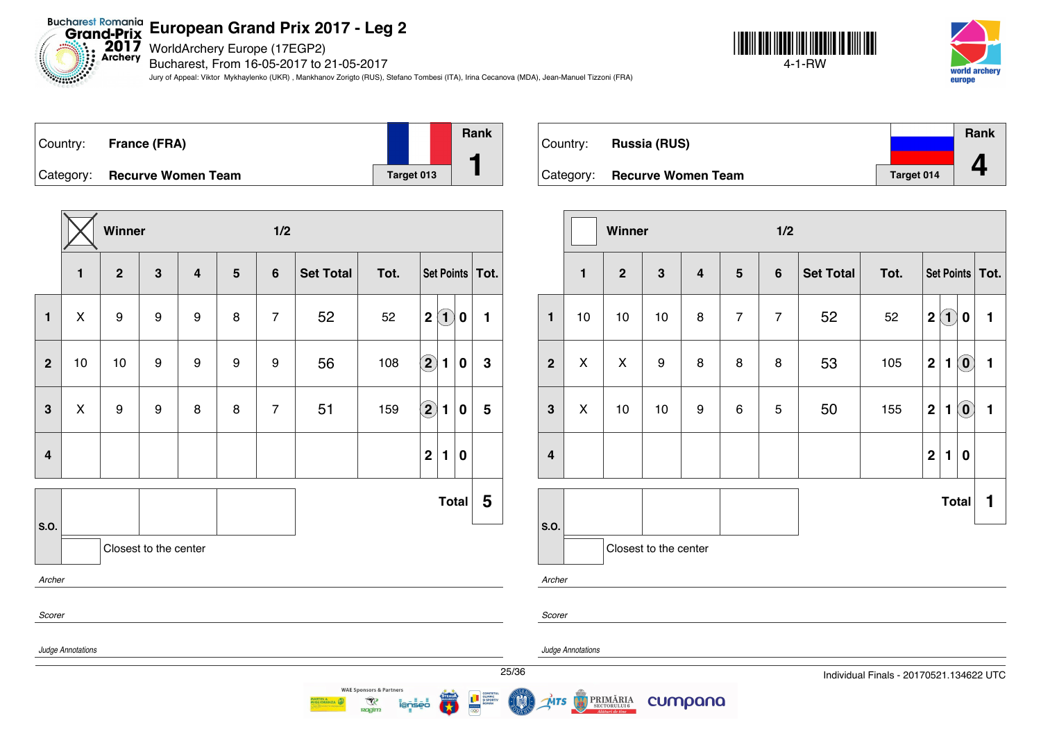# European Grand Prix 2017 - Leg 2

WorldArchery Europe (17EGP2)
Bucharest, From 16-05-2017 to 21-05-2017
Jury of Appeal: Viktor Mykhaylenko (UKR) , Mankhanov Zorigto (RUS), Stefano Tombesi (ITA), Irina Cecanova (MDA), Jean-Manuel Tizzoni (FRA)

4-1-RW

| Country: | France (FRA) | Rank |
|---|---|---|
| Category: | Recurve Women Team | Target 013 — 1 |

**Winner: X — 1/2**

| | 1 | 2 | 3 | 4 | 5 | 6 | Set Total | Tot. | Set Points | Tot. |
|---|---|---|---|---|---|---|---|---|---|---|
| 1 | X | 9 | 9 | 9 | 8 | 7 | 52 | 52 | 1 | 1 |
| 2 | 10 | 10 | 9 | 9 | 9 | 9 | 56 | 108 | 2 | 3 |
| 3 | X | 9 | 9 | 8 | 8 | 7 | 51 | 159 | 2 | 5 |
| 4 | | | | | | | | | | |
| | | | | | | | | | **Total** | **5** |

S.O.: | | | |

Closest to the center:

*Archer*

*Scorer*

*Judge Annotations*

| Country: | Russia (RUS) | Rank |
|---|---|---|
| Category: | Recurve Women Team | Target 014 — 4 |

**Winner: — 1/2**

| | 1 | 2 | 3 | 4 | 5 | 6 | Set Total | Tot. | Set Points | Tot. |
|---|---|---|---|---|---|---|---|---|---|---|
| 1 | 10 | 10 | 10 | 8 | 7 | 7 | 52 | 52 | 1 | 1 |
| 2 | X | X | 9 | 8 | 8 | 8 | 53 | 105 | 0 | 1 |
| 3 | X | 10 | 10 | 9 | 6 | 5 | 50 | 155 | 0 | 1 |
| 4 | | | | | | | | | | |
| | | | | | | | | | **Total** | **1** |

S.O.: | | | |

Closest to the center:

*Archer*

*Scorer*

*Judge Annotations*

Individual Finals - 20170521.134622 UTC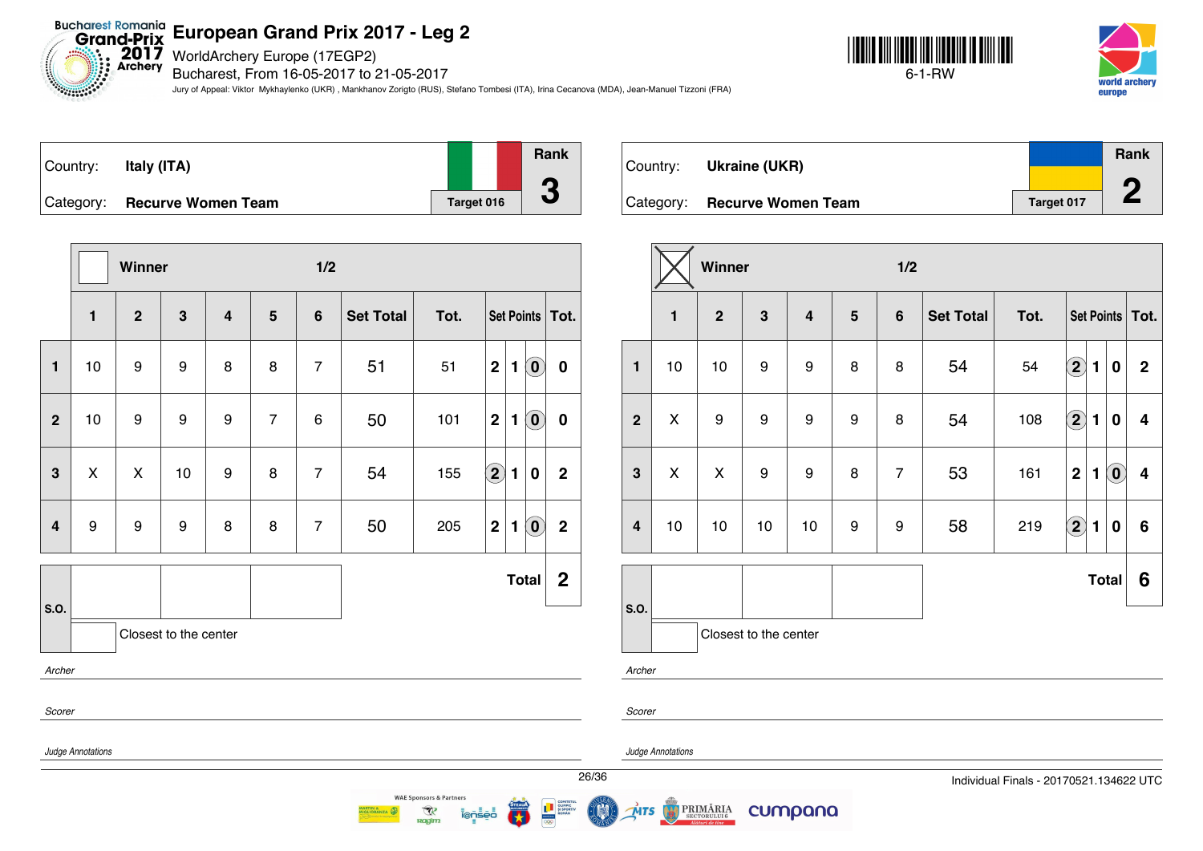# European Grand Prix 2017 - Leg 2

WorldArchery Europe (17EGP2)
Bucharest, From 16-05-2017 to 21-05-2017

Jury of Appeal: Viktor Mykhaylenko (UKR) , Mankhanov Zorigto (RUS), Stefano Tombesi (ITA), Irina Cecanova (MDA), Jean-Manuel Tizzoni (FRA)

6-1-RW

**Country:** Italy (ITA)
**Category:** Recurve Women Team
Target 016
**Rank:** 3

Winner: ☐ — 1/2

| | 1 | 2 | 3 | 4 | 5 | 6 | Set Total | Tot. | Set Points | | | Tot. |
|---|---|---|---|---|---|---|---|---|---|---|---|---|
| 1 | 10 | 9 | 9 | 8 | 8 | 7 | 51 | 51 | 2 | 1 | (0) | 0 |
| 2 | 10 | 9 | 9 | 9 | 7 | 6 | 50 | 101 | 2 | 1 | (0) | 0 |
| 3 | X | X | 10 | 9 | 8 | 7 | 54 | 155 | (2) | 1 | 0 | 2 |
| 4 | 9 | 9 | 9 | 8 | 8 | 7 | 50 | 205 | 2 | 1 | (0) | 2 |

**Total:** 2

S.O.: Closest to the center

*Archer*

*Scorer*

*Judge Annotations*

**Country:** Ukraine (UKR)
**Category:** Recurve Women Team
Target 017
**Rank:** 2

Winner: ☒ — 1/2

| | 1 | 2 | 3 | 4 | 5 | 6 | Set Total | Tot. | Set Points | | | Tot. |
|---|---|---|---|---|---|---|---|---|---|---|---|---|
| 1 | 10 | 10 | 9 | 9 | 8 | 8 | 54 | 54 | (2) | 1 | 0 | 2 |
| 2 | X | 9 | 9 | 9 | 9 | 8 | 54 | 108 | (2) | 1 | 0 | 4 |
| 3 | X | X | 9 | 9 | 8 | 7 | 53 | 161 | 2 | 1 | (0) | 4 |
| 4 | 10 | 10 | 10 | 10 | 9 | 9 | 58 | 219 | (2) | 1 | 0 | 6 |

**Total:** 6

S.O.: Closest to the center

*Archer*

*Scorer*

*Judge Annotations*

Individual Finals - 20170521.134622 UTC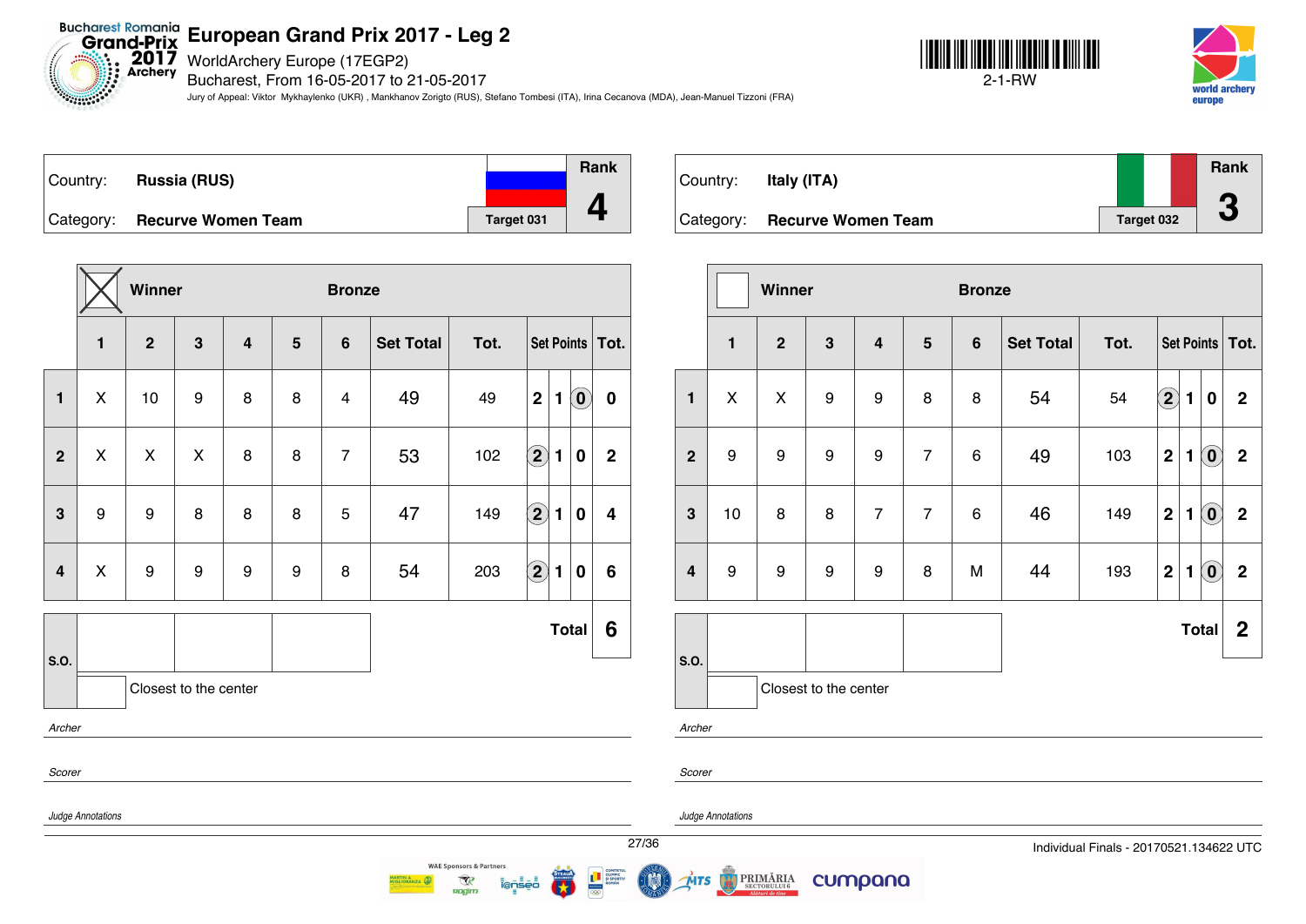# European Grand Prix 2017 - Leg 2

WorldArchery Europe (17EGP2)
Bucharest, From 16-05-2017 to 21-05-2017

Jury of Appeal: Viktor Mykhaylenko (UKR) , Mankhanov Zorigto (RUS), Stefano Tombesi (ITA), Irina Cecanova (MDA), Jean-Manuel Tizzoni (FRA)

2-1-RW

| Country: | Russia (RUS) | | Rank |
|---|---|---|---|
| Category: | Recurve Women Team | Target 031 | 4 |

Winner: X — Bronze

| | 1 | 2 | 3 | 4 | 5 | 6 | Set Total | Tot. | Set Points | Tot. |
|---|---|---|---|---|---|---|---|---|---|---|
| 1 | X | 10 | 9 | 8 | 8 | 4 | 49 | 49 | 2 1 (0) | 0 |
| 2 | X | X | X | 8 | 8 | 7 | 53 | 102 | (2) 1 0 | 2 |
| 3 | 9 | 9 | 8 | 8 | 8 | 5 | 47 | 149 | (2) 1 0 | 4 |
| 4 | X | 9 | 9 | 9 | 9 | 8 | 54 | 203 | (2) 1 0 | 6 |
| | | | | | | | | | Total | 6 |

S.O.: Closest to the center

*Archer*

*Scorer*

*Judge Annotations*

| Country: | Italy (ITA) | | Rank |
|---|---|---|---|
| Category: | Recurve Women Team | Target 032 | 3 |

Winner — Bronze

| | 1 | 2 | 3 | 4 | 5 | 6 | Set Total | Tot. | Set Points | Tot. |
|---|---|---|---|---|---|---|---|---|---|---|
| 1 | X | X | 9 | 9 | 8 | 8 | 54 | 54 | (2) 1 0 | 2 |
| 2 | 9 | 9 | 9 | 9 | 7 | 6 | 49 | 103 | 2 1 (0) | 2 |
| 3 | 10 | 8 | 8 | 7 | 7 | 6 | 46 | 149 | 2 1 (0) | 2 |
| 4 | 9 | 9 | 9 | 9 | 8 | M | 44 | 193 | 2 1 (0) | 2 |
| | | | | | | | | | Total | 2 |

S.O.: Closest to the center

*Archer*

*Scorer*

*Judge Annotations*

Individual Finals - 20170521.134622 UTC

WAE Sponsors & Partners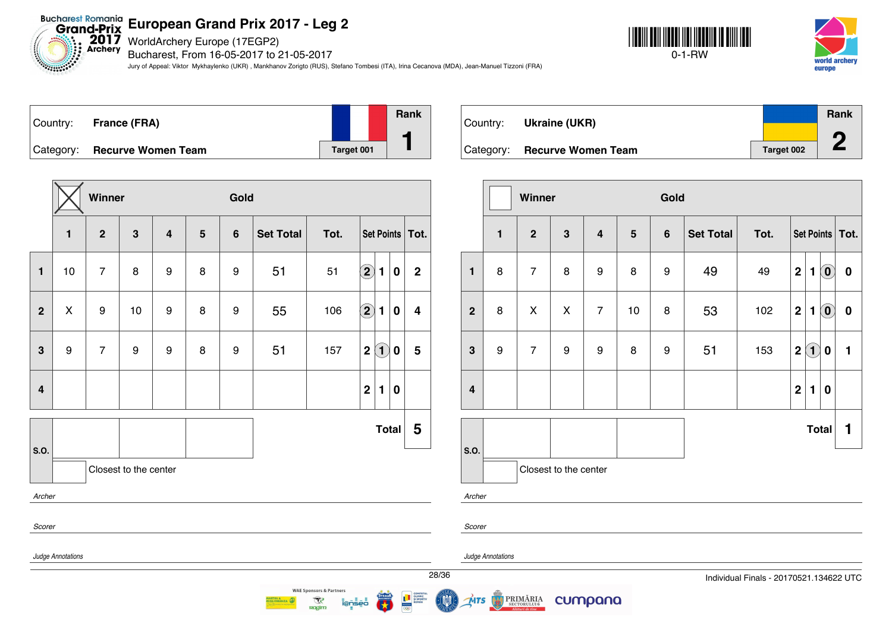# European Grand Prix 2017 - Leg 2

WorldArchery Europe (17EGP2)
Bucharest, From 16-05-2017 to 21-05-2017
Jury of Appeal: Viktor Mykhaylenko (UKR) , Mankhanov Zorigto (RUS), Stefano Tombesi (ITA), Irina Cecanova (MDA), Jean-Manuel Tizzoni (FRA)

0-1-RW

## Country: France (FRA)

Category: **Recurve Women Team**
Target 001
Rank **1**

Winner: ☒ — Gold

| | 1 | 2 | 3 | 4 | 5 | 6 | Set Total | Tot. | Set Points | Tot. |
|---|---|---|---|---|---|---|---|---|---|---|
| 1 | 10 | 7 | 8 | 9 | 8 | 9 | 51 | 51 | (2) 1 0 | 2 |
| 2 | X | 9 | 10 | 9 | 8 | 9 | 55 | 106 | (2) 1 0 | 4 |
| 3 | 9 | 7 | 9 | 9 | 8 | 9 | 51 | 157 | 2 (1) 0 | 5 |
| 4 | | | | | | | | | 2 1 0 | |
| | | | | | | | | | Total | 5 |

S.O.: | | |
Closest to the center: 

*Archer*

*Scorer*

*Judge Annotations*

## Country: Ukraine (UKR)

Category: **Recurve Women Team**
Target 002
Rank **2**

Winner: ☐ — Gold

| | 1 | 2 | 3 | 4 | 5 | 6 | Set Total | Tot. | Set Points | Tot. |
|---|---|---|---|---|---|---|---|---|---|---|
| 1 | 8 | 7 | 8 | 9 | 8 | 9 | 49 | 49 | 2 1 (0) | 0 |
| 2 | 8 | X | X | 7 | 10 | 8 | 53 | 102 | 2 1 (0) | 0 |
| 3 | 9 | 7 | 9 | 9 | 8 | 9 | 51 | 153 | 2 (1) 0 | 1 |
| 4 | | | | | | | | | 2 1 0 | |
| | | | | | | | | | Total | 1 |

S.O.: | | |
Closest to the center: 

*Archer*

*Scorer*

*Judge Annotations*

Individual Finals - 20170521.134622 UTC

WAE Sponsors & Partners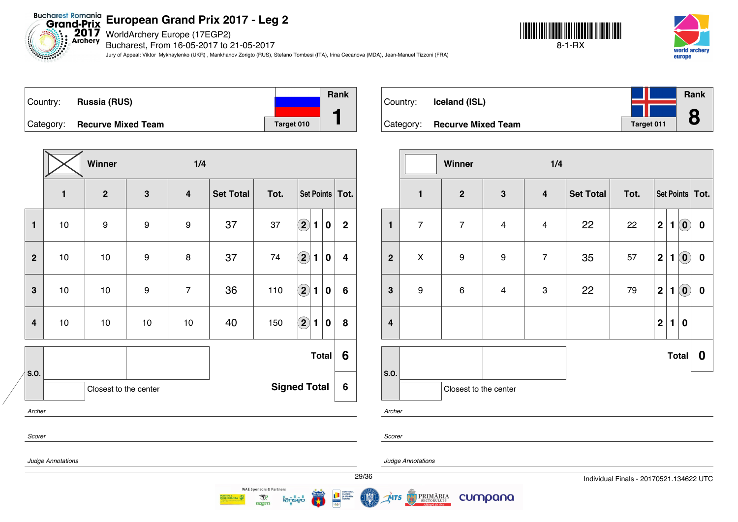# European Grand Prix 2017 - Leg 2

WorldArchery Europe (17EGP2)
Bucharest, From 16-05-2017 to 21-05-2017

Jury of Appeal: Viktor Mykhaylenko (UKR) , Mankhanov Zorigto (RUS), Stefano Tombesi (ITA), Irina Cecanova (MDA), Jean-Manuel Tizzoni (FRA)

8-1-RX

| Country: | Russia (RUS) | Rank |
|---|---|---|
| Category: | Recurve Mixed Team | Target 010 | 1 |

**Winner** — 1/4

| | 1 | 2 | 3 | 4 | Set Total | Tot. | Set Points | | | Tot. |
|---|---|---|---|---|---|---|---|---|---|---|
| 1 | 10 | 9 | 9 | 9 | 37 | 37 | (2) | 1 | 0 | 2 |
| 2 | 10 | 10 | 9 | 8 | 37 | 74 | (2) | 1 | 0 | 4 |
| 3 | 10 | 10 | 9 | 7 | 36 | 110 | (2) | 1 | 0 | 6 |
| 4 | 10 | 10 | 10 | 10 | 40 | 150 | (2) | 1 | 0 | 8 |

S.O. | Closest to the center

**Total** 6

**Signed Total** 6

*Archer*

*Scorer*

*Judge Annotations*

| Country: | Iceland (ISL) | Rank |
|---|---|---|
| Category: | Recurve Mixed Team | Target 011 | 8 |

**Winner** — 1/4

| | 1 | 2 | 3 | 4 | Set Total | Tot. | Set Points | | | Tot. |
|---|---|---|---|---|---|---|---|---|---|---|
| 1 | 7 | 7 | 4 | 4 | 22 | 22 | 2 | 1 | (0) | 0 |
| 2 | X | 9 | 9 | 7 | 35 | 57 | 2 | 1 | (0) | 0 |
| 3 | 9 | 6 | 4 | 3 | 22 | 79 | 2 | 1 | (0) | 0 |
| 4 | | | | | | | 2 | 1 | 0 | |

S.O. | Closest to the center

**Total** 0

*Archer*

*Scorer*

*Judge Annotations*

Individual Finals - 20170521.134622 UTC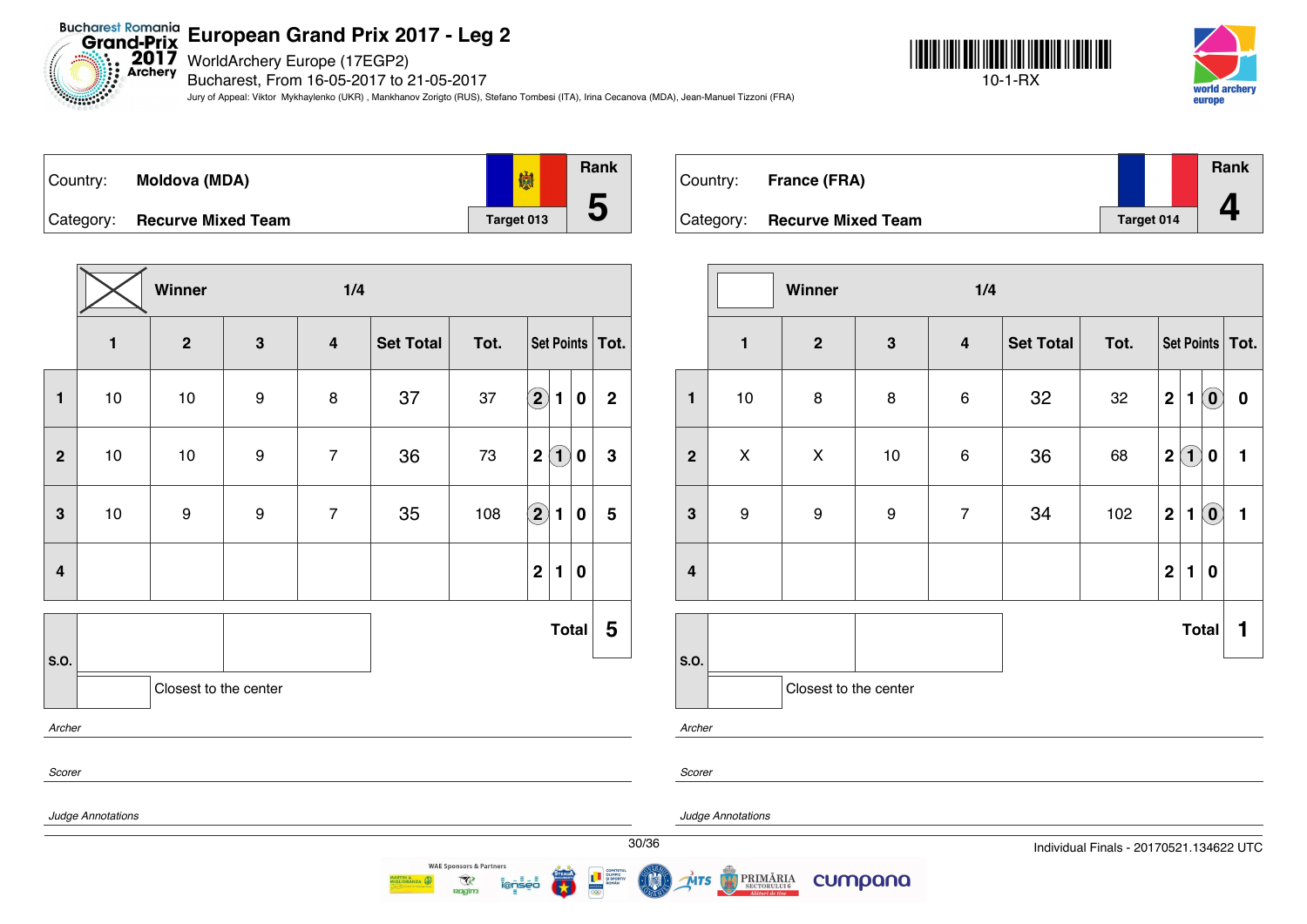# European Grand Prix 2017 - Leg 2

WorldArchery Europe (17EGP2)
Bucharest, From 16-05-2017 to 21-05-2017

Jury of Appeal: Viktor Mykhaylenko (UKR) , Mankhanov Zorigto (RUS), Stefano Tombesi (ITA), Irina Cecanova (MDA), Jean-Manuel Tizzoni (FRA)

10-1-RX

Country: **Moldova (MDA)**
Category: **Recurve Mixed Team**
Target 013
Rank **5**

Winner ☒ — 1/4

| | 1 | 2 | 3 | 4 | Set Total | Tot. | Set Points | | | Tot. |
|---|---|---|---|---|---|---|---|---|---|---|
| 1 | 10 | 10 | 9 | 8 | 37 | 37 | (2) | 1 | 0 | 2 |
| 2 | 10 | 10 | 9 | 7 | 36 | 73 | 2 | (1) | 0 | 3 |
| 3 | 10 | 9 | 9 | 7 | 35 | 108 | (2) | 1 | 0 | 5 |
| 4 | | | | | | | 2 | 1 | 0 | |
| | | | | | | | | | **Total** | **5** |

S.O.
Closest to the center

*Archer*

*Scorer*

*Judge Annotations*

Country: **France (FRA)**
Category: **Recurve Mixed Team**
Target 014
Rank **4**

Winner ☐ — 1/4

| | 1 | 2 | 3 | 4 | Set Total | Tot. | Set Points | | | Tot. |
|---|---|---|---|---|---|---|---|---|---|---|
| 1 | 10 | 8 | 8 | 6 | 32 | 32 | 2 | 1 | (0) | 0 |
| 2 | X | X | 10 | 6 | 36 | 68 | 2 | (1) | 0 | 1 |
| 3 | 9 | 9 | 9 | 7 | 34 | 102 | 2 | 1 | (0) | 1 |
| 4 | | | | | | | 2 | 1 | 0 | |
| | | | | | | | | | **Total** | **1** |

S.O.
Closest to the center

*Archer*

*Scorer*

*Judge Annotations*

Individual Finals - 20170521.134622 UTC

WAE Sponsors & Partners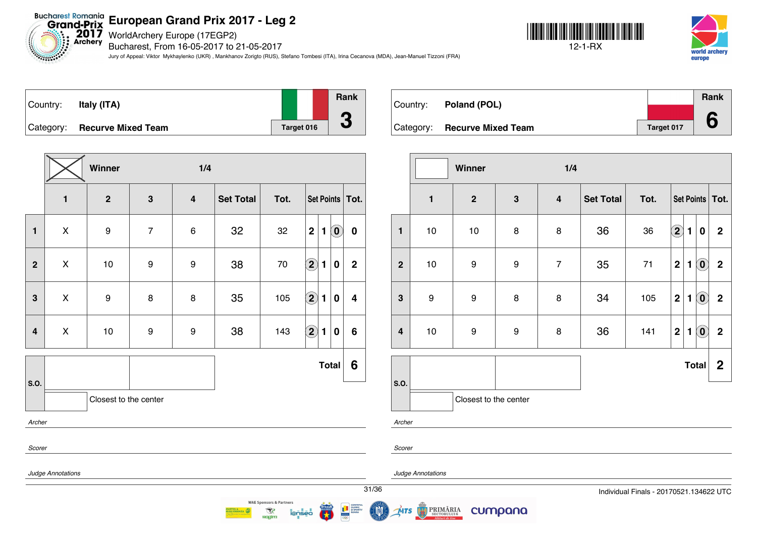# European Grand Prix 2017 - Leg 2

WorldArchery Europe (17EGP2)

Bucharest, From 16-05-2017 to 21-05-2017

Jury of Appeal: Viktor Mykhaylenko (UKR) , Mankhanov Zorigto (RUS), Stefano Tombesi (ITA), Irina Cecanova (MDA), Jean-Manuel Tizzoni (FRA)

12-1-RX

Country: **Italy (ITA)**

Category: **Recurve Mixed Team**

Target 016

Rank **3**

**Winner** — 1/4

| | 1 | 2 | 3 | 4 | Set Total | Tot. | Set Points | | | Tot. |
|---|---|---|---|---|---|---|---|---|---|---|
| 1 | X | 9 | 7 | 6 | 32 | 32 | 2 | 1 | (0) | 0 |
| 2 | X | 10 | 9 | 9 | 38 | 70 | (2) | 1 | 0 | 2 |
| 3 | X | 9 | 8 | 8 | 35 | 105 | (2) | 1 | 0 | 4 |
| 4 | X | 10 | 9 | 9 | 38 | 143 | (2) | 1 | 0 | 6 |
| | | | | | | | | | **Total** | **6** |

S.O.

Closest to the center

*Archer*

*Scorer*

*Judge Annotations*

Country: **Poland (POL)**

Category: **Recurve Mixed Team**

Target 017

Rank **6**

**Winner** — 1/4

| | 1 | 2 | 3 | 4 | Set Total | Tot. | Set Points | | | Tot. |
|---|---|---|---|---|---|---|---|---|---|---|
| 1 | 10 | 10 | 8 | 8 | 36 | 36 | (2) | 1 | 0 | 2 |
| 2 | 10 | 9 | 9 | 7 | 35 | 71 | 2 | 1 | (0) | 2 |
| 3 | 9 | 9 | 8 | 8 | 34 | 105 | 2 | 1 | (0) | 2 |
| 4 | 10 | 9 | 9 | 8 | 36 | 141 | 2 | 1 | (0) | 2 |
| | | | | | | | | | **Total** | **2** |

S.O.

Closest to the center

*Archer*

*Scorer*

*Judge Annotations*

Individual Finals - 20170521.134622 UTC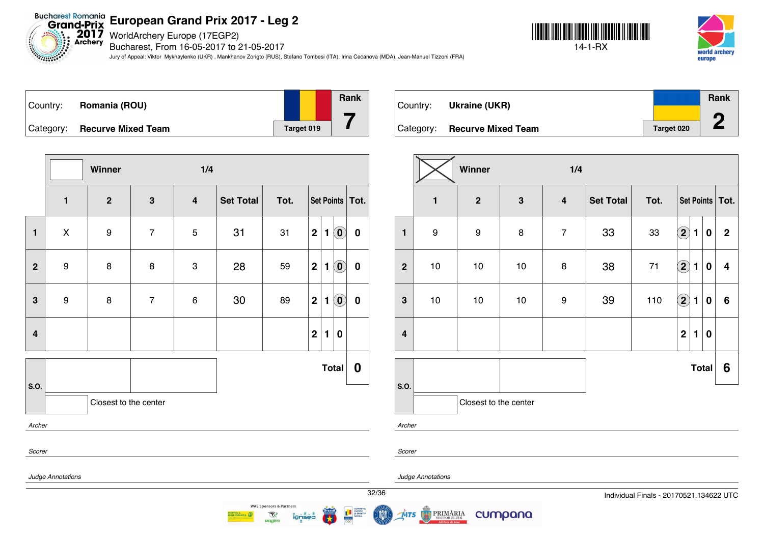# European Grand Prix 2017 - Leg 2

WorldArchery Europe (17EGP2)
Bucharest, From 16-05-2017 to 21-05-2017

Jury of Appeal: Viktor Mykhaylenko (UKR) , Mankhanov Zorigto (RUS), Stefano Tombesi (ITA), Irina Cecanova (MDA), Jean-Manuel Tizzoni (FRA)

14-1-RX

## Romania (ROU)

Country: **Romania (ROU)**
Category: **Recurve Mixed Team**
Target 019
Rank **7**

Winner ☐ 1/4

| | 1 | 2 | 3 | 4 | Set Total | Tot. | Set Points | | | Tot. |
|---|---|---|---|---|---|---|---|---|---|---|
| 1 | X | 9 | 7 | 5 | 31 | 31 | 2 | 1 | (0) | 0 |
| 2 | 9 | 8 | 8 | 3 | 28 | 59 | 2 | 1 | (0) | 0 |
| 3 | 9 | 8 | 7 | 6 | 30 | 89 | 2 | 1 | (0) | 0 |
| 4 | | | | | | | 2 | 1 | 0 | |

**Total 0**

S.O.
Closest to the center

*Archer*

*Scorer*

*Judge Annotations*

## Ukraine (UKR)

Country: **Ukraine (UKR)**
Category: **Recurve Mixed Team**
Target 020
Rank **2**

Winner ☒ 1/4

| | 1 | 2 | 3 | 4 | Set Total | Tot. | Set Points | | | Tot. |
|---|---|---|---|---|---|---|---|---|---|---|
| 1 | 9 | 9 | 8 | 7 | 33 | 33 | (2) | 1 | 0 | 2 |
| 2 | 10 | 10 | 10 | 8 | 38 | 71 | (2) | 1 | 0 | 4 |
| 3 | 10 | 10 | 10 | 9 | 39 | 110 | (2) | 1 | 0 | 6 |
| 4 | | | | | | | 2 | 1 | 0 | |

**Total 6**

S.O.
Closest to the center

*Archer*

*Scorer*

*Judge Annotations*

Individual Finals - 20170521.134622 UTC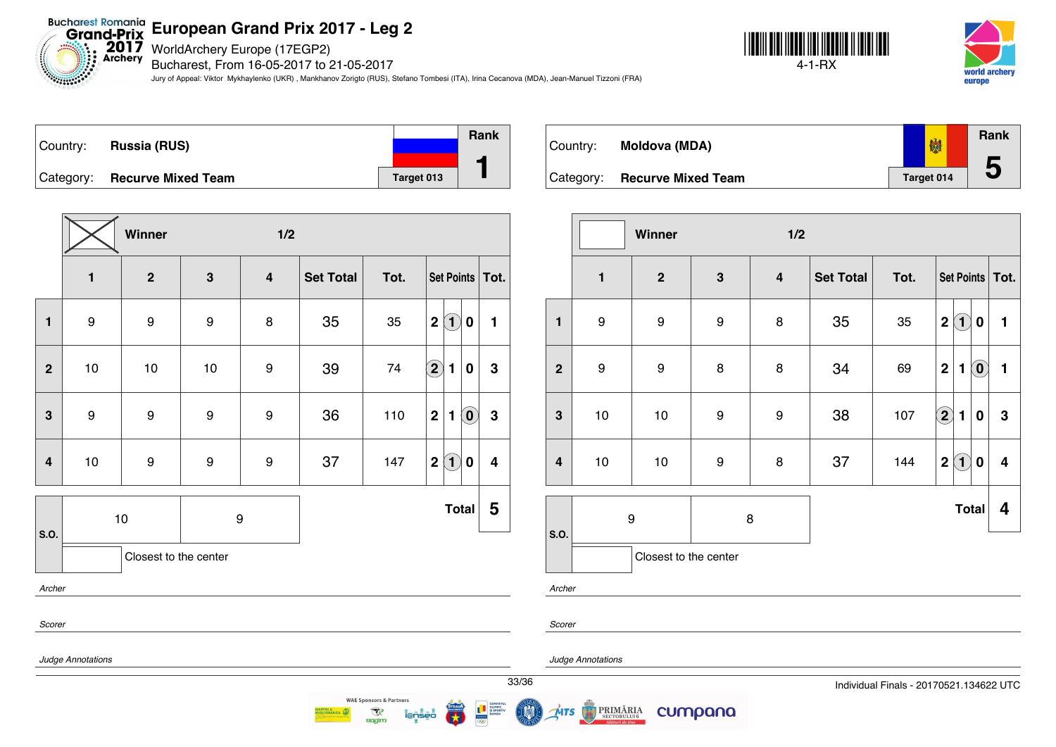# European Grand Prix 2017 - Leg 2

WorldArchery Europe (17EGP2)
Bucharest, From 16-05-2017 to 21-05-2017
Jury of Appeal: Viktor Mykhaylenko (UKR) , Mankhanov Zorigto (RUS), Stefano Tombesi (ITA), Irina Cecanova (MDA), Jean-Manuel Tizzoni (FRA)

4-1-RX

## Country: Russia (RUS)

Category: **Recurve Mixed Team** — Target 013 — Rank **1**

**Winner** ☒ — 1/2

| | 1 | 2 | 3 | 4 | Set Total | Tot. | Set Points | Tot. |
|---|---|---|---|---|---|---|---|---|
| 1 | 9 | 9 | 9 | 8 | 35 | 35 | 2 (1) 0 | 1 |
| 2 | 10 | 10 | 10 | 9 | 39 | 74 | (2) 1 0 | 3 |
| 3 | 9 | 9 | 9 | 9 | 36 | 110 | 2 1 (0) | 3 |
| 4 | 10 | 9 | 9 | 9 | 37 | 147 | 2 (1) 0 | 4 |
| S.O. | 10 | 9 | | | | | Total | 5 |

Closest to the center

*Archer*

*Scorer*

*Judge Annotations*

## Country: Moldova (MDA)

Category: **Recurve Mixed Team** — Target 014 — Rank **5**

**Winner** ☐ — 1/2

| | 1 | 2 | 3 | 4 | Set Total | Tot. | Set Points | Tot. |
|---|---|---|---|---|---|---|---|---|
| 1 | 9 | 9 | 9 | 8 | 35 | 35 | 2 (1) 0 | 1 |
| 2 | 9 | 9 | 8 | 8 | 34 | 69 | 2 1 (0) | 1 |
| 3 | 10 | 10 | 9 | 9 | 38 | 107 | (2) 1 0 | 3 |
| 4 | 10 | 10 | 9 | 8 | 37 | 144 | 2 (1) 0 | 4 |
| S.O. | 9 | 8 | | | | | Total | 4 |

Closest to the center

*Archer*

*Scorer*

*Judge Annotations*

Individual Finals - 20170521.134622 UTC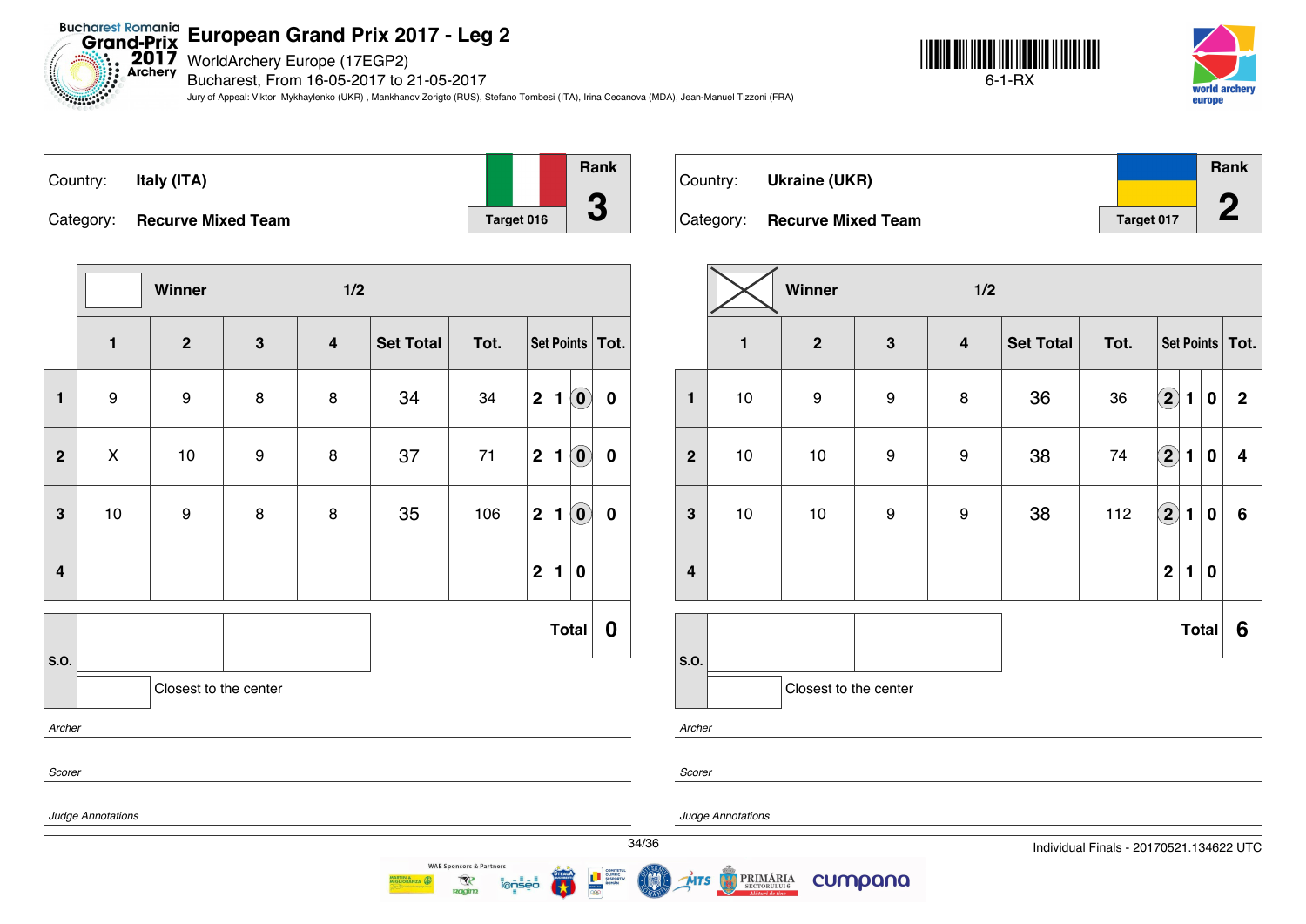# European Grand Prix 2017 - Leg 2

WorldArchery Europe (17EGP2)
Bucharest, From 16-05-2017 to 21-05-2017

Jury of Appeal: Viktor Mykhaylenko (UKR) , Mankhanov Zorigto (RUS), Stefano Tombesi (ITA), Irina Cecanova (MDA), Jean-Manuel Tizzoni (FRA)

6-1-RX

## Italy (ITA)

Country: **Italy (ITA)**
Category: **Recurve Mixed Team**
Target 016
Rank **3**

Winner: ☐ — 1/2

| | 1 | 2 | 3 | 4 | Set Total | Tot. | Set Points | Tot. |
|---|---|---|---|---|---|---|---|---|
| 1 | 9 | 9 | 8 | 8 | 34 | 34 | 0 | 0 |
| 2 | X | 10 | 9 | 8 | 37 | 71 | 0 | 0 |
| 3 | 10 | 9 | 8 | 8 | 35 | 106 | 0 | 0 |
| 4 | | | | | | | | |

**Total 0**

S.O.:
Closest to the center

*Archer*

*Scorer*

*Judge Annotations*

## Ukraine (UKR)

Country: **Ukraine (UKR)**
Category: **Recurve Mixed Team**
Target 017
Rank **2**

Winner: ☒ — 1/2

| | 1 | 2 | 3 | 4 | Set Total | Tot. | Set Points | Tot. |
|---|---|---|---|---|---|---|---|---|
| 1 | 10 | 9 | 9 | 8 | 36 | 36 | 2 | 2 |
| 2 | 10 | 10 | 9 | 9 | 38 | 74 | 2 | 4 |
| 3 | 10 | 10 | 9 | 9 | 38 | 112 | 2 | 6 |
| 4 | | | | | | | | |

**Total 6**

S.O.:
Closest to the center

*Archer*

*Scorer*

*Judge Annotations*

Individual Finals - 20170521.134622 UTC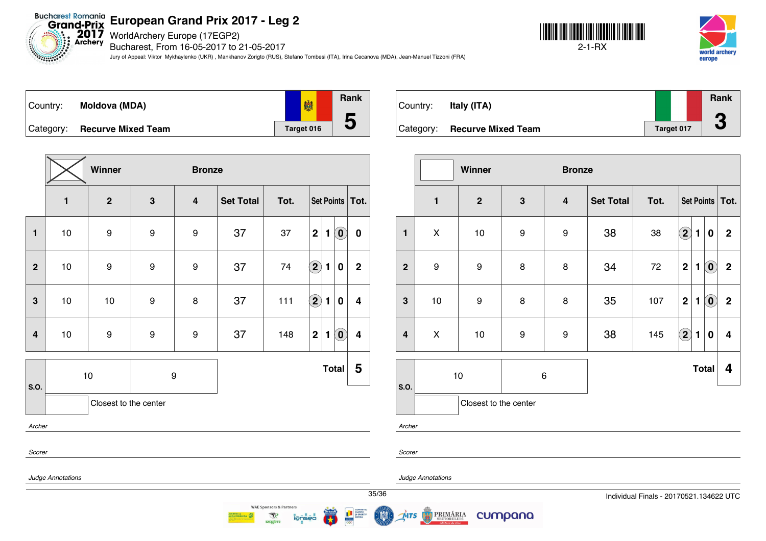# European Grand Prix 2017 - Leg 2

WorldArchery Europe (17EGP2)

Bucharest, From 16-05-2017 to 21-05-2017

Jury of Appeal: Viktor Mykhaylenko (UKR) , Mankhanov Zorigto (RUS), Stefano Tombesi (ITA), Irina Cecanova (MDA), Jean-Manuel Tizzoni (FRA)

2-1-RX

| Country: | Moldova (MDA) | Rank |
|---|---|---|
| Category: | Recurve Mixed Team | 5 |
| | Target 016 | |

Winner: ☒ — **Bronze**

| | 1 | 2 | 3 | 4 | Set Total | Tot. | Set Points | Tot. |
|---|---|---|---|---|---|---|---|---|
| 1 | 10 | 9 | 9 | 9 | 37 | 37 | 2 1 (0) | 0 |
| 2 | 10 | 9 | 9 | 9 | 37 | 74 | (2) 1 0 | 2 |
| 3 | 10 | 10 | 9 | 8 | 37 | 111 | (2) 1 0 | 4 |
| 4 | 10 | 9 | 9 | 9 | 37 | 148 | 2 1 (0) | 4 |
| S.O. | 10 | 9 | | | | | **Total** | 5 |

Closest to the center

*Archer*

*Scorer*

*Judge Annotations*

| Country: | Italy (ITA) | Rank |
|---|---|---|
| Category: | Recurve Mixed Team | 3 |
| | Target 017 | |

Winner: ☐ — **Bronze**

| | 1 | 2 | 3 | 4 | Set Total | Tot. | Set Points | Tot. |
|---|---|---|---|---|---|---|---|---|
| 1 | X | 10 | 9 | 9 | 38 | 38 | (2) 1 0 | 2 |
| 2 | 9 | 9 | 8 | 8 | 34 | 72 | 2 1 (0) | 2 |
| 3 | 10 | 9 | 8 | 8 | 35 | 107 | 2 1 (0) | 2 |
| 4 | X | 10 | 9 | 9 | 38 | 145 | (2) 1 0 | 4 |
| S.O. | 10 | 6 | | | | | **Total** | 4 |

Closest to the center

*Archer*

*Scorer*

*Judge Annotations*

Individual Finals - 20170521.134622 UTC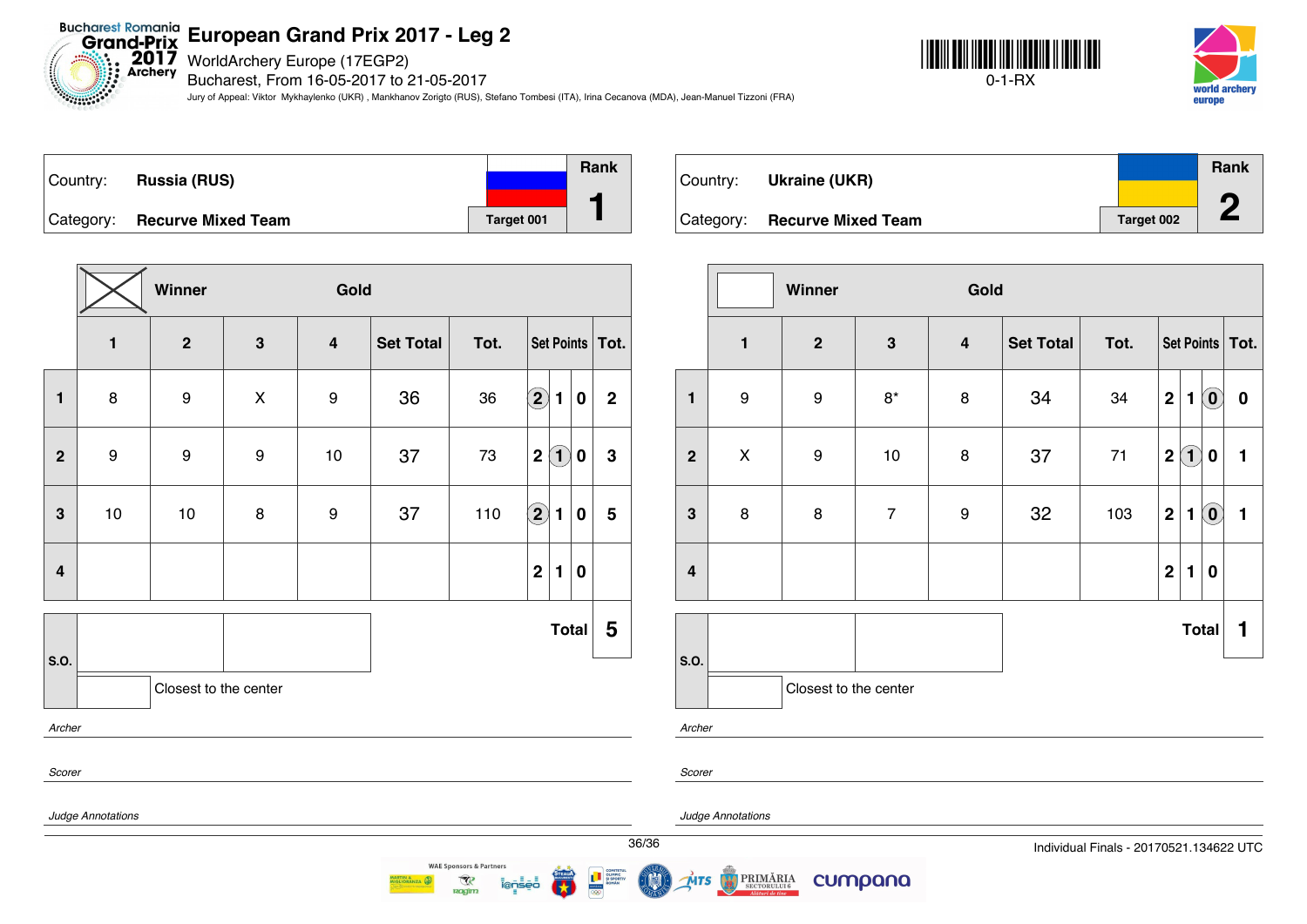# European Grand Prix 2017 - Leg 2

WorldArchery Europe (17EGP2)
Bucharest, From 16-05-2017 to 21-05-2017

Jury of Appeal: Viktor Mykhaylenko (UKR) , Mankhanov Zorigto (RUS), Stefano Tombesi (ITA), Irina Cecanova (MDA), Jean-Manuel Tizzoni (FRA)

0-1-RX

| Country: | Russia (RUS) | Rank |
|---|---|---|
| Category: | Recurve Mixed Team | 1 |
| | Target 001 | |

Winner: X — Gold

| | 1 | 2 | 3 | 4 | Set Total | Tot. | Set Points | | | Tot. |
|---|---|---|---|---|---|---|---|---|---|---|
| 1 | 8 | 9 | X | 9 | 36 | 36 | (2) | 1 | 0 | 2 |
| 2 | 9 | 9 | 9 | 10 | 37 | 73 | 2 | (1) | 0 | 3 |
| 3 | 10 | 10 | 8 | 9 | 37 | 110 | (2) | 1 | 0 | 5 |
| 4 | | | | | | | 2 | 1 | 0 | |
| S.O. | | | | | | | | | Total | 5 |

Closest to the center

*Archer*

*Scorer*

*Judge Annotations*

| Country: | Ukraine (UKR) | Rank |
|---|---|---|
| Category: | Recurve Mixed Team | 2 |
| | Target 002 | |

Winner — Gold

| | 1 | 2 | 3 | 4 | Set Total | Tot. | Set Points | | | Tot. |
|---|---|---|---|---|---|---|---|---|---|---|
| 1 | 9 | 9 | 8* | 8 | 34 | 34 | 2 | 1 | (0) | 0 |
| 2 | X | 9 | 10 | 8 | 37 | 71 | 2 | (1) | 0 | 1 |
| 3 | 8 | 8 | 7 | 9 | 32 | 103 | 2 | 1 | (0) | 1 |
| 4 | | | | | | | 2 | 1 | 0 | |
| S.O. | | | | | | | | | Total | 1 |

Closest to the center

*Archer*

*Scorer*

*Judge Annotations*

Individual Finals - 20170521.134622 UTC